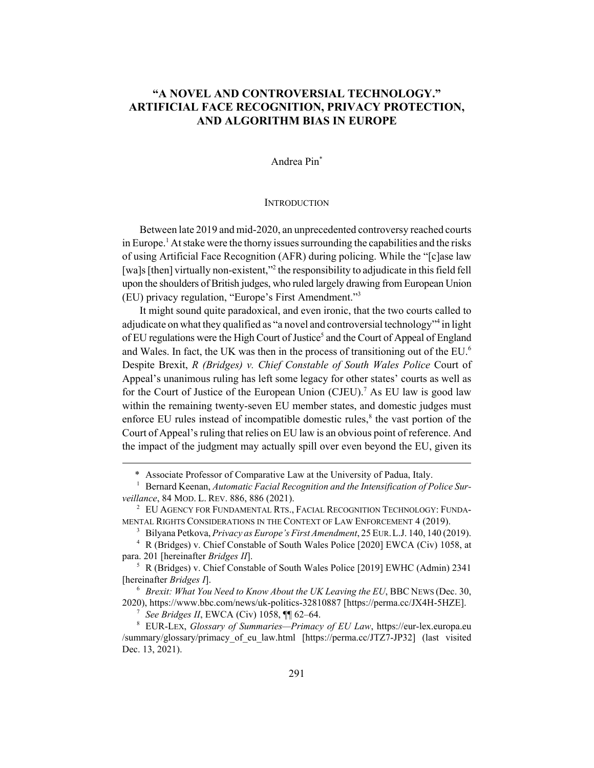# "A NOVEL AND CONTROVERSIAL TECHNOLOGY." ARTIFICIAL FACE RECOGNITION, PRIVACY PROTECTION, AND ALGORITHM BIAS IN EUROPE

Andrea Pin*

## INTRODUCTION

Between late 2019 and mid-2020, an unprecedented controversy reached courts in Europe.[1] At stake were the thorny issues surrounding the capabilities and the risks of using Artificial Face Recognition (AFR) during policing. While the "[c]ase law [wa]s [then] virtually non-existent,"[2] the responsibility to adjudicate in this field fell upon the shoulders of British judges, who ruled largely drawing from European Union (EU) privacy regulation, "Europe's First Amendment."[3]

It might sound quite paradoxical, and even ironic, that the two courts called to adjudicate on what they qualified as "a novel and controversial technology"[4] in light of EU regulations were the High Court of Justice[5] and the Court of Appeal of England and Wales. In fact, the UK was then in the process of transitioning out of the EU.[6] Despite Brexit, *R (Bridges) v. Chief Constable of South Wales Police* Court of Appeal's unanimous ruling has left some legacy for other states' courts as well as for the Court of Justice of the European Union (CJEU).[7] As EU law is good law within the remaining twenty-seven EU member states, and domestic judges must enforce EU rules instead of incompatible domestic rules,[8] the vast portion of the Court of Appeal's ruling that relies on EU law is an obvious point of reference. And the impact of the judgment may actually spill over even beyond the EU, given its

---

\* Associate Professor of Comparative Law at the University of Padua, Italy.

[1] Bernard Keenan, *Automatic Facial Recognition and the Intensification of Police Surveillance*, 84 MOD. L. REV. 886, 886 (2021).

[2] EU AGENCY FOR FUNDAMENTAL RTS., FACIAL RECOGNITION TECHNOLOGY: FUNDAMENTAL RIGHTS CONSIDERATIONS IN THE CONTEXT OF LAW ENFORCEMENT 4 (2019).

[3] Bilyana Petkova, *Privacy as Europe's First Amendment*, 25 EUR. L.J. 140, 140 (2019).

[4] R (Bridges) v. Chief Constable of South Wales Police [2020] EWCA (Civ) 1058, at para. 201 [hereinafter *Bridges II*].

[5] R (Bridges) v. Chief Constable of South Wales Police [2019] EWHC (Admin) 2341 [hereinafter *Bridges I*].

[6] *Brexit: What You Need to Know About the UK Leaving the EU*, BBC NEWS (Dec. 30, 2020), https://www.bbc.com/news/uk-politics-32810887 [https://perma.cc/JX4H-5HZE].

[7] *See Bridges II*, EWCA (Civ) 1058, ¶¶ 62–64.

[8] EUR-LEX, *Glossary of Summaries—Primacy of EU Law*, https://eur-lex.europa.eu/summary/glossary/primacy_of_eu_law.html [https://perma.cc/JTZ7-JP32] (last visited Dec. 13, 2021).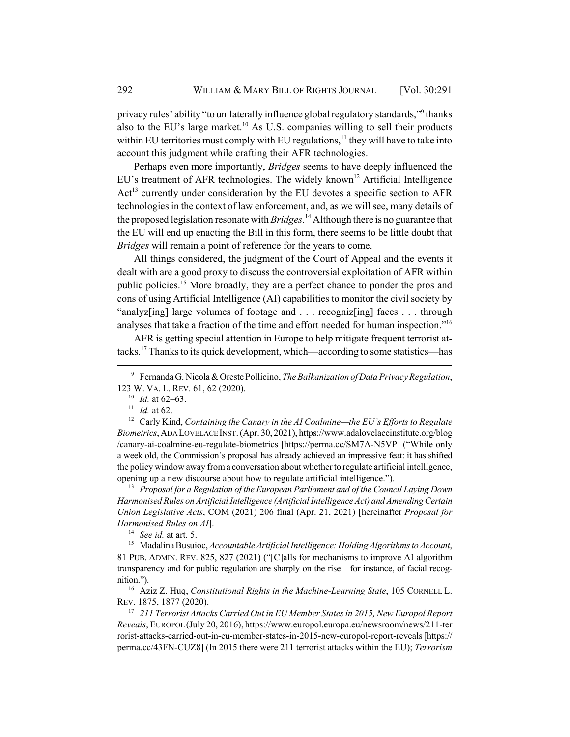privacy rules' ability "to unilaterally influence global regulatory standards,"[9] thanks also to the EU's large market.[10] As U.S. companies willing to sell their products within EU territories must comply with EU regulations,[11] they will have to take into account this judgment while crafting their AFR technologies.

Perhaps even more importantly, *Bridges* seems to have deeply influenced the EU's treatment of AFR technologies. The widely known[12] Artificial Intelligence Act[13] currently under consideration by the EU devotes a specific section to AFR technologies in the context of law enforcement, and, as we will see, many details of the proposed legislation resonate with *Bridges*.[14] Although there is no guarantee that the EU will end up enacting the Bill in this form, there seems to be little doubt that *Bridges* will remain a point of reference for the years to come.

All things considered, the judgment of the Court of Appeal and the events it dealt with are a good proxy to discuss the controversial exploitation of AFR within public policies.[15] More broadly, they are a perfect chance to ponder the pros and cons of using Artificial Intelligence (AI) capabilities to monitor the civil society by "analyz[ing] large volumes of footage and . . . recogniz[ing] faces . . . through analyses that take a fraction of the time and effort needed for human inspection."[16]

AFR is getting special attention in Europe to help mitigate frequent terrorist attacks.[17] Thanks to its quick development, which—according to some statistics—has

---

[9] Fernanda G. Nicola & Oreste Pollicino, *The Balkanization of Data Privacy Regulation*, 123 W. VA. L. REV. 61, 62 (2020).

[10] *Id.* at 62–63.

[11] *Id.* at 62.

[12] Carly Kind, *Containing the Canary in the AI Coalmine—the EU's Efforts to Regulate Biometrics*, ADA LOVELACE INST. (Apr. 30, 2021), https://www.adalovelaceinstitute.org/blog/canary-ai-coalmine-eu-regulate-biometrics [https://perma.cc/SM7A-N5VP] ("While only a week old, the Commission's proposal has already achieved an impressive feat: it has shifted the policy window away from a conversation about whether to regulate artificial intelligence, opening up a new discourse about how to regulate artificial intelligence.").

[13] *Proposal for a Regulation of the European Parliament and of the Council Laying Down Harmonised Rules on Artificial Intelligence (Artificial Intelligence Act) and Amending Certain Union Legislative Acts*, COM (2021) 206 final (Apr. 21, 2021) [hereinafter *Proposal for Harmonised Rules on AI*].

[14] *See id.* at art. 5.

[15] Madalina Busuioc, *Accountable Artificial Intelligence: Holding Algorithms to Account*, 81 PUB. ADMIN. REV. 825, 827 (2021) ("[C]alls for mechanisms to improve AI algorithm transparency and for public regulation are sharply on the rise—for instance, of facial recognition.").

[16] Aziz Z. Huq, *Constitutional Rights in the Machine-Learning State*, 105 CORNELL L. REV. 1875, 1877 (2020).

[17] *211 Terrorist Attacks Carried Out in EU Member States in 2015, New Europol Report Reveals*, EUROPOL (July 20, 2016), https://www.europol.europa.eu/newsroom/news/211-terrorist-attacks-carried-out-in-eu-member-states-in-2015-new-europol-report-reveals [https://perma.cc/43FN-CUZ8] (In 2015 there were 211 terrorist attacks within the EU); *Terrorism*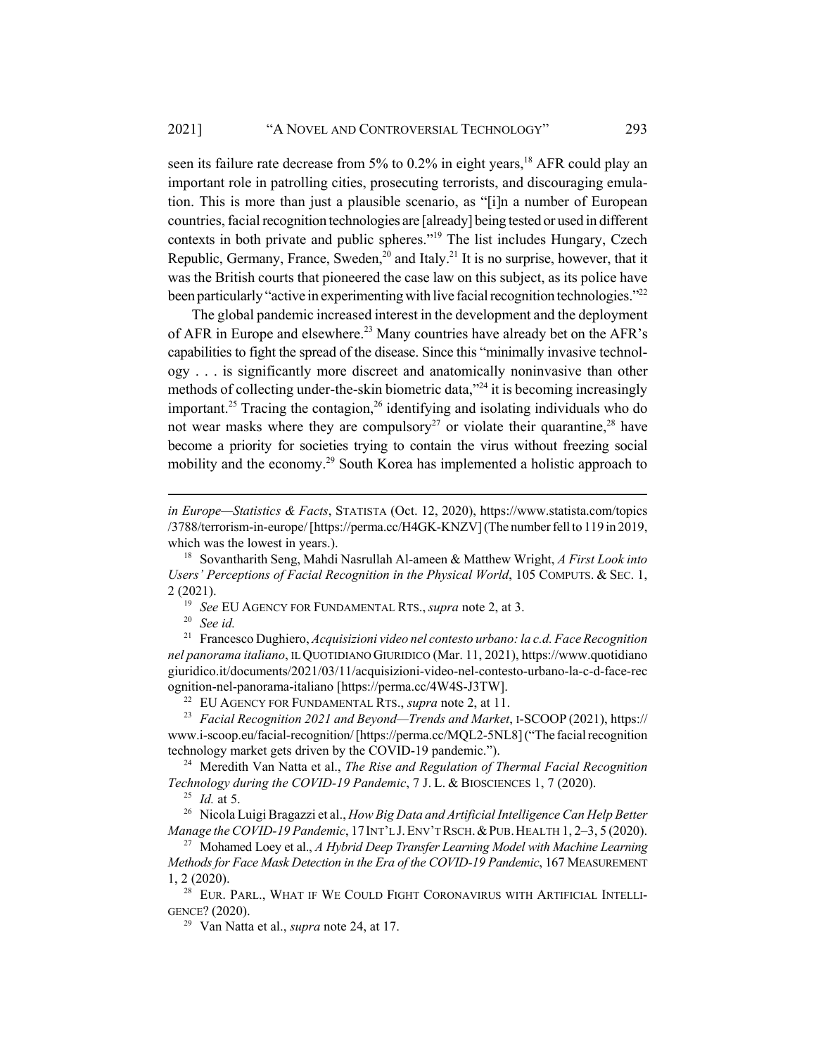seen its failure rate decrease from 5% to 0.2% in eight years,[18] AFR could play an important role in patrolling cities, prosecuting terrorists, and discouraging emulation. This is more than just a plausible scenario, as "[i]n a number of European countries, facial recognition technologies are [already] being tested or used in different contexts in both private and public spheres."[19] The list includes Hungary, Czech Republic, Germany, France, Sweden,[20] and Italy.[21] It is no surprise, however, that it was the British courts that pioneered the case law on this subject, as its police have been particularly "active in experimenting with live facial recognition technologies."[22]

The global pandemic increased interest in the development and the deployment of AFR in Europe and elsewhere.[23] Many countries have already bet on the AFR's capabilities to fight the spread of the disease. Since this "minimally invasive technology . . . is significantly more discreet and anatomically noninvasive than other methods of collecting under-the-skin biometric data,"[24] it is becoming increasingly important.[25] Tracing the contagion,[26] identifying and isolating individuals who do not wear masks where they are compulsory[27] or violate their quarantine,[28] have become a priority for societies trying to contain the virus without freezing social mobility and the economy.[29] South Korea has implemented a holistic approach to

---

*in Europe—Statistics & Facts*, STATISTA (Oct. 12, 2020), https://www.statista.com/topics/3788/terrorism-in-europe/ [https://perma.cc/H4GK-KNZV] (The number fell to 119 in 2019, which was the lowest in years.).

[18] Sovantharith Seng, Mahdi Nasrullah Al-ameen & Matthew Wright, *A First Look into Users' Perceptions of Facial Recognition in the Physical World*, 105 COMPUTS. & SEC. 1, 2 (2021).

[19] *See* EU AGENCY FOR FUNDAMENTAL RTS., *supra* note 2, at 3.

[20] *See id.*

[21] Francesco Dughiero, *Acquisizioni video nel contesto urbano: la c.d. Face Recognition nel panorama italiano*, IL QUOTIDIANO GIURIDICO (Mar. 11, 2021), https://www.quotidianogiuridico.it/documents/2021/03/11/acquisizioni-video-nel-contesto-urbano-la-c-d-face-recognition-nel-panorama-italiano [https://perma.cc/4W4S-J3TW].

[22] EU AGENCY FOR FUNDAMENTAL RTS., *supra* note 2, at 11.

[23] *Facial Recognition 2021 and Beyond—Trends and Market*, I-SCOOP (2021), https://www.i-scoop.eu/facial-recognition/ [https://perma.cc/MQL2-5NL8] ("The facial recognition technology market gets driven by the COVID-19 pandemic.").

[24] Meredith Van Natta et al., *The Rise and Regulation of Thermal Facial Recognition Technology during the COVID-19 Pandemic*, 7 J. L. & BIOSCIENCES 1, 7 (2020).

[25] *Id.* at 5.

[26] Nicola Luigi Bragazzi et al., *How Big Data and Artificial Intelligence Can Help Better Manage the COVID-19 Pandemic*, 17 INT'L J. ENV'T RSCH. & PUB. HEALTH 1, 2–3, 5 (2020).

[27] Mohamed Loey et al., *A Hybrid Deep Transfer Learning Model with Machine Learning Methods for Face Mask Detection in the Era of the COVID-19 Pandemic*, 167 MEASUREMENT 1, 2 (2020).

[28] EUR. PARL., WHAT IF WE COULD FIGHT CORONAVIRUS WITH ARTIFICIAL INTELLIGENCE? (2020).

[29] Van Natta et al., *supra* note 24, at 17.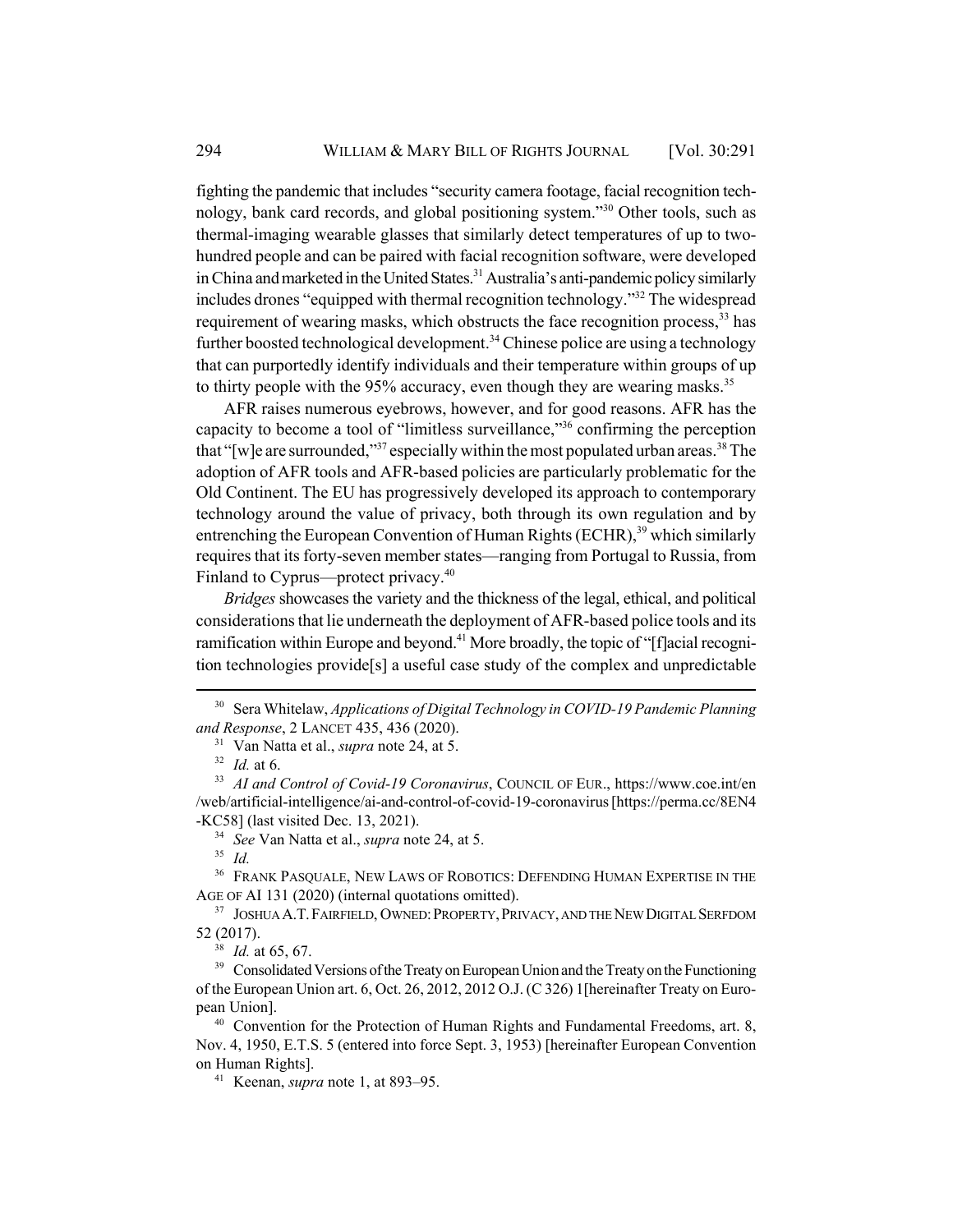fighting the pandemic that includes "security camera footage, facial recognition technology, bank card records, and global positioning system."[30] Other tools, such as thermal-imaging wearable glasses that similarly detect temperatures of up to two-hundred people and can be paired with facial recognition software, were developed in China and marketed in the United States.[31] Australia's anti-pandemic policy similarly includes drones "equipped with thermal recognition technology."[32] The widespread requirement of wearing masks, which obstructs the face recognition process,[33] has further boosted technological development.[34] Chinese police are using a technology that can purportedly identify individuals and their temperature within groups of up to thirty people with the 95% accuracy, even though they are wearing masks.[35]

AFR raises numerous eyebrows, however, and for good reasons. AFR has the capacity to become a tool of "limitless surveillance,"[36] confirming the perception that "[w]e are surrounded,"[37] especially within the most populated urban areas.[38] The adoption of AFR tools and AFR-based policies are particularly problematic for the Old Continent. The EU has progressively developed its approach to contemporary technology around the value of privacy, both through its own regulation and by entrenching the European Convention of Human Rights (ECHR),[39] which similarly requires that its forty-seven member states—ranging from Portugal to Russia, from Finland to Cyprus—protect privacy.[40]

*Bridges* showcases the variety and the thickness of the legal, ethical, and political considerations that lie underneath the deployment of AFR-based police tools and its ramification within Europe and beyond.[41] More broadly, the topic of "[f]acial recognition technologies provide[s] a useful case study of the complex and unpredictable

---

[30] Sera Whitelaw, *Applications of Digital Technology in COVID-19 Pandemic Planning and Response*, 2 LANCET 435, 436 (2020).

[31] Van Natta et al., *supra* note 24, at 5.

[32] *Id.* at 6.

[33] *AI and Control of Covid-19 Coronavirus*, COUNCIL OF EUR., https://www.coe.int/en/web/artificial-intelligence/ai-and-control-of-covid-19-coronavirus [https://perma.cc/8EN4-KC58] (last visited Dec. 13, 2021).

[34] *See* Van Natta et al., *supra* note 24, at 5.

[35] *Id.*

[36] FRANK PASQUALE, NEW LAWS OF ROBOTICS: DEFENDING HUMAN EXPERTISE IN THE AGE OF AI 131 (2020) (internal quotations omitted).

[37] JOSHUA A.T. FAIRFIELD, OWNED: PROPERTY, PRIVACY, AND THE NEW DIGITAL SERFDOM 52 (2017).

[38] *Id.* at 65, 67.

[39] Consolidated Versions of the Treaty on European Union and the Treaty on the Functioning of the European Union art. 6, Oct. 26, 2012, 2012 O.J. (C 326) 1[hereinafter Treaty on European Union].

[40] Convention for the Protection of Human Rights and Fundamental Freedoms, art. 8, Nov. 4, 1950, E.T.S. 5 (entered into force Sept. 3, 1953) [hereinafter European Convention on Human Rights].

[41] Keenan, *supra* note 1, at 893–95.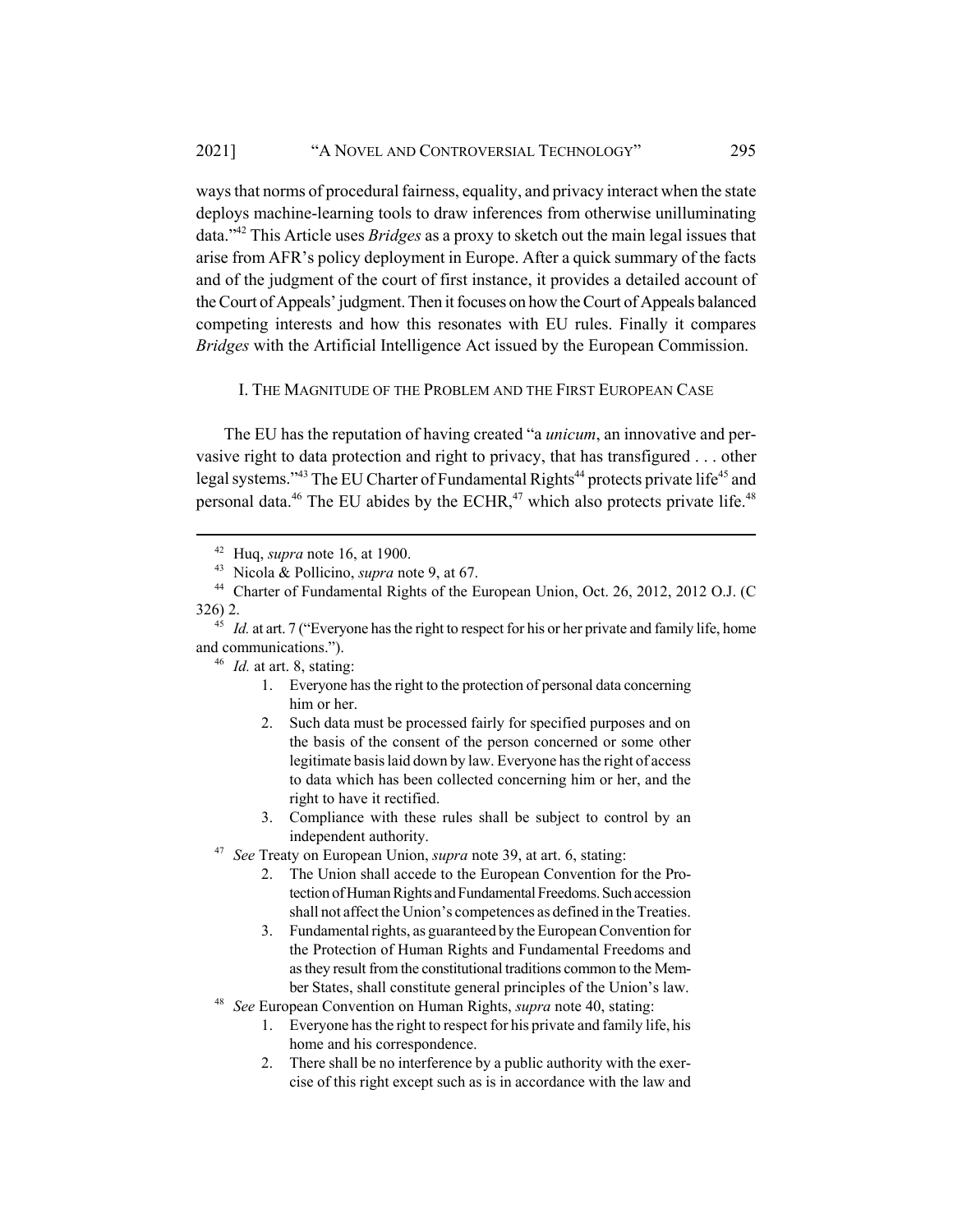ways that norms of procedural fairness, equality, and privacy interact when the state deploys machine-learning tools to draw inferences from otherwise unilluminating data."[42] This Article uses *Bridges* as a proxy to sketch out the main legal issues that arise from AFR's policy deployment in Europe. After a quick summary of the facts and of the judgment of the court of first instance, it provides a detailed account of the Court of Appeals' judgment. Then it focuses on how the Court of Appeals balanced competing interests and how this resonates with EU rules. Finally it compares *Bridges* with the Artificial Intelligence Act issued by the European Commission.

## I. The Magnitude of the Problem and the First European Case

The EU has the reputation of having created "a *unicum*, an innovative and pervasive right to data protection and right to privacy, that has transfigured . . . other legal systems."[43] The EU Charter of Fundamental Rights[44] protects private life[45] and personal data.[46] The EU abides by the ECHR,[47] which also protects private life.[48]

---

[42] Huq, *supra* note 16, at 1900.

[43] Nicola & Pollicino, *supra* note 9, at 67.

[44] Charter of Fundamental Rights of the European Union, Oct. 26, 2012, 2012 O.J. (C 326) 2.

[45] *Id.* at art. 7 ("Everyone has the right to respect for his or her private and family life, home and communications.").

[46] *Id.* at art. 8, stating:

> 1. Everyone has the right to the protection of personal data concerning him or her.
> 2. Such data must be processed fairly for specified purposes and on the basis of the consent of the person concerned or some other legitimate basis laid down by law. Everyone has the right of access to data which has been collected concerning him or her, and the right to have it rectified.
> 3. Compliance with these rules shall be subject to control by an independent authority.

[47] *See* Treaty on European Union, *supra* note 39, at art. 6, stating:

> 2. The Union shall accede to the European Convention for the Protection of Human Rights and Fundamental Freedoms. Such accession shall not affect the Union's competences as defined in the Treaties.
> 3. Fundamental rights, as guaranteed by the European Convention for the Protection of Human Rights and Fundamental Freedoms and as they result from the constitutional traditions common to the Member States, shall constitute general principles of the Union's law.

[48] *See* European Convention on Human Rights, *supra* note 40, stating:

> 1. Everyone has the right to respect for his private and family life, his home and his correspondence.
> 2. There shall be no interference by a public authority with the exercise of this right except such as is in accordance with the law and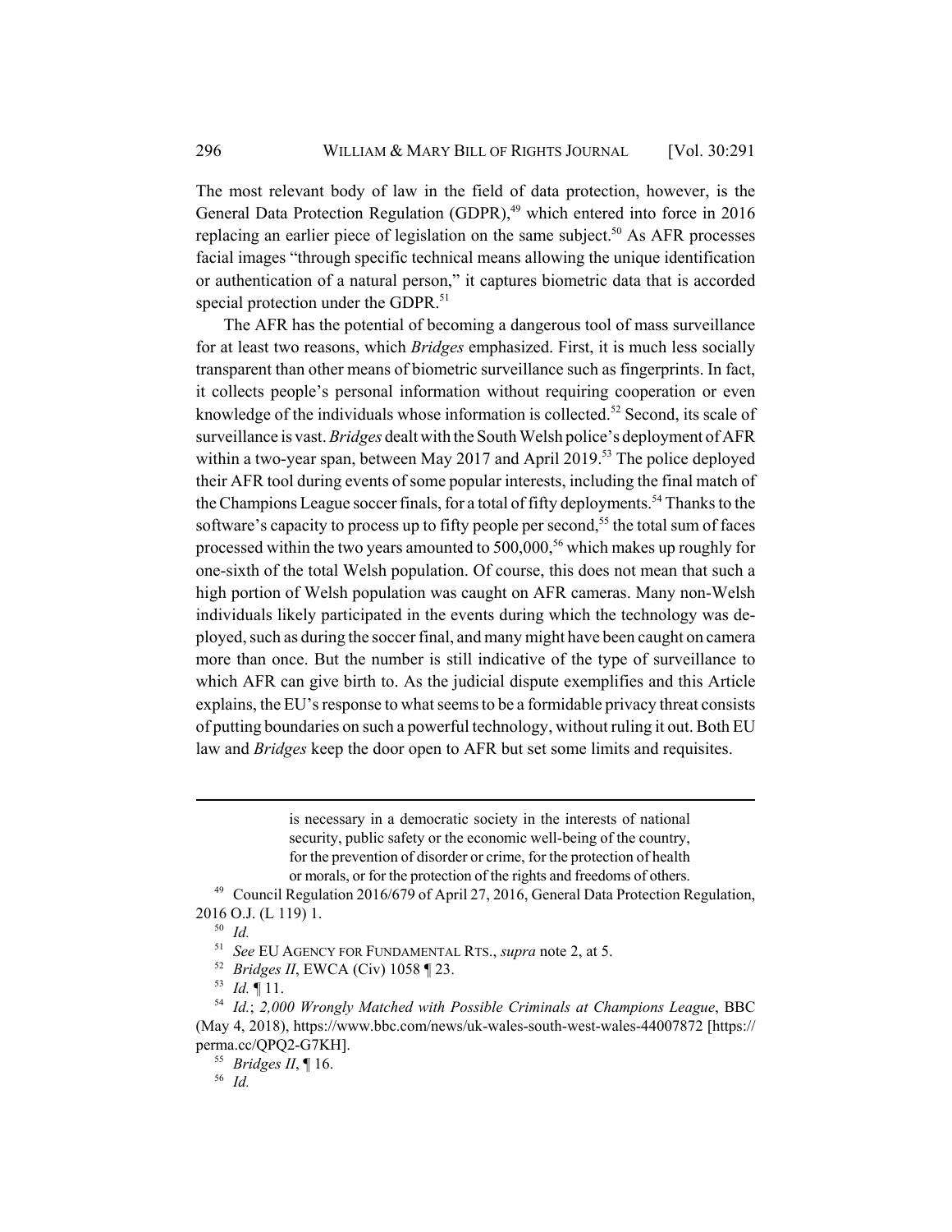The most relevant body of law in the field of data protection, however, is the General Data Protection Regulation (GDPR),[49] which entered into force in 2016 replacing an earlier piece of legislation on the same subject.[50] As AFR processes facial images "through specific technical means allowing the unique identification or authentication of a natural person," it captures biometric data that is accorded special protection under the GDPR.[51]

The AFR has the potential of becoming a dangerous tool of mass surveillance for at least two reasons, which *Bridges* emphasized. First, it is much less socially transparent than other means of biometric surveillance such as fingerprints. In fact, it collects people's personal information without requiring cooperation or even knowledge of the individuals whose information is collected.[52] Second, its scale of surveillance is vast. *Bridges* dealt with the South Welsh police's deployment of AFR within a two-year span, between May 2017 and April 2019.[53] The police deployed their AFR tool during events of some popular interests, including the final match of the Champions League soccer finals, for a total of fifty deployments.[54] Thanks to the software's capacity to process up to fifty people per second,[55] the total sum of faces processed within the two years amounted to 500,000,[56] which makes up roughly for one-sixth of the total Welsh population. Of course, this does not mean that such a high portion of Welsh population was caught on AFR cameras. Many non-Welsh individuals likely participated in the events during which the technology was deployed, such as during the soccer final, and many might have been caught on camera more than once. But the number is still indicative of the type of surveillance to which AFR can give birth to. As the judicial dispute exemplifies and this Article explains, the EU's response to what seems to be a formidable privacy threat consists of putting boundaries on such a powerful technology, without ruling it out. Both EU law and *Bridges* keep the door open to AFR but set some limits and requisites.

---

> is necessary in a democratic society in the interests of national security, public safety or the economic well-being of the country, for the prevention of disorder or crime, for the protection of health or morals, or for the protection of the rights and freedoms of others.

[49] Council Regulation 2016/679 of April 27, 2016, General Data Protection Regulation, 2016 O.J. (L 119) 1.

[50] *Id.*

[51] *See* EU AGENCY FOR FUNDAMENTAL RTS., *supra* note 2, at 5.

[52] *Bridges II*, EWCA (Civ) 1058 ¶ 23.

[53] *Id.* ¶ 11.

[54] *Id.*; *2,000 Wrongly Matched with Possible Criminals at Champions League*, BBC (May 4, 2018), https://www.bbc.com/news/uk-wales-south-west-wales-44007872 [https://perma.cc/QPQ2-G7KH].

[55] *Bridges II*, ¶ 16.

[56] *Id.*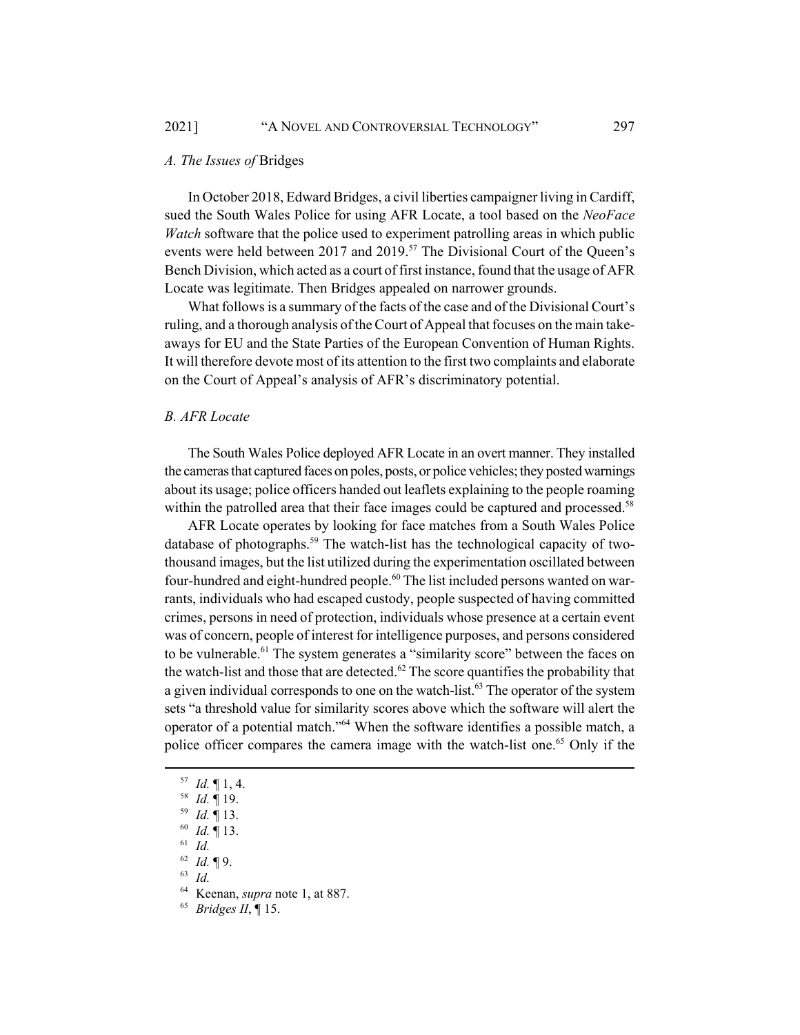### *A. The Issues of* Bridges

In October 2018, Edward Bridges, a civil liberties campaigner living in Cardiff, sued the South Wales Police for using AFR Locate, a tool based on the *NeoFace Watch* software that the police used to experiment patrolling areas in which public events were held between 2017 and 2019.[57] The Divisional Court of the Queen's Bench Division, which acted as a court of first instance, found that the usage of AFR Locate was legitimate. Then Bridges appealed on narrower grounds.

What follows is a summary of the facts of the case and of the Divisional Court's ruling, and a thorough analysis of the Court of Appeal that focuses on the main takeaways for EU and the State Parties of the European Convention of Human Rights. It will therefore devote most of its attention to the first two complaints and elaborate on the Court of Appeal's analysis of AFR's discriminatory potential.

### *B. AFR Locate*

The South Wales Police deployed AFR Locate in an overt manner. They installed the cameras that captured faces on poles, posts, or police vehicles; they posted warnings about its usage; police officers handed out leaflets explaining to the people roaming within the patrolled area that their face images could be captured and processed.[58]

AFR Locate operates by looking for face matches from a South Wales Police database of photographs.[59] The watch-list has the technological capacity of two-thousand images, but the list utilized during the experimentation oscillated between four-hundred and eight-hundred people.[60] The list included persons wanted on warrants, individuals who had escaped custody, people suspected of having committed crimes, persons in need of protection, individuals whose presence at a certain event was of concern, people of interest for intelligence purposes, and persons considered to be vulnerable.[61] The system generates a "similarity score" between the faces on the watch-list and those that are detected.[62] The score quantifies the probability that a given individual corresponds to one on the watch-list.[63] The operator of the system sets "a threshold value for similarity scores above which the software will alert the operator of a potential match."[64] When the software identifies a possible match, a police officer compares the camera image with the watch-list one.[65] Only if the

---

[57] *Id.* ¶ 1, 4.

[58] *Id.* ¶ 19.

[59] *Id.* ¶ 13.

[60] *Id.* ¶ 13.

[61] *Id.*

[62] *Id.* ¶ 9.

[63] *Id.*

[64] Keenan, *supra* note 1, at 887.

[65] *Bridges II*, ¶ 15.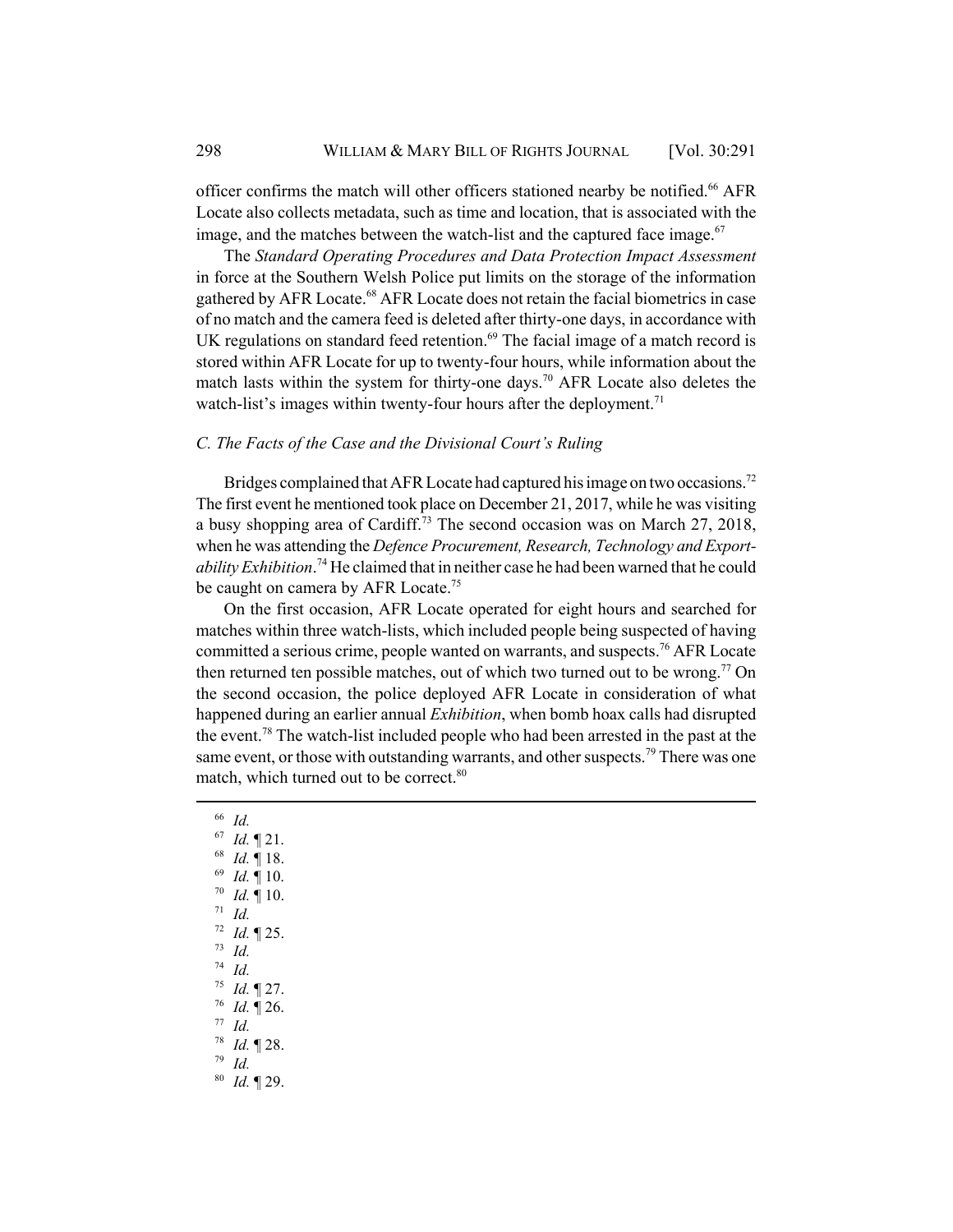officer confirms the match will other officers stationed nearby be notified.[66] AFR Locate also collects metadata, such as time and location, that is associated with the image, and the matches between the watch-list and the captured face image.[67]

The *Standard Operating Procedures and Data Protection Impact Assessment* in force at the Southern Welsh Police put limits on the storage of the information gathered by AFR Locate.[68] AFR Locate does not retain the facial biometrics in case of no match and the camera feed is deleted after thirty-one days, in accordance with UK regulations on standard feed retention.[69] The facial image of a match record is stored within AFR Locate for up to twenty-four hours, while information about the match lasts within the system for thirty-one days.[70] AFR Locate also deletes the watch-list's images within twenty-four hours after the deployment.[71]

### *C. The Facts of the Case and the Divisional Court's Ruling*

Bridges complained that AFR Locate had captured his image on two occasions.[72] The first event he mentioned took place on December 21, 2017, while he was visiting a busy shopping area of Cardiff.[73] The second occasion was on March 27, 2018, when he was attending the *Defence Procurement, Research, Technology and Exportability Exhibition*.[74] He claimed that in neither case he had been warned that he could be caught on camera by AFR Locate.[75]

On the first occasion, AFR Locate operated for eight hours and searched for matches within three watch-lists, which included people being suspected of having committed a serious crime, people wanted on warrants, and suspects.[76] AFR Locate then returned ten possible matches, out of which two turned out to be wrong.[77] On the second occasion, the police deployed AFR Locate in consideration of what happened during an earlier annual *Exhibition*, when bomb hoax calls had disrupted the event.[78] The watch-list included people who had been arrested in the past at the same event, or those with outstanding warrants, and other suspects.[79] There was one match, which turned out to be correct.[80]

---

[66] *Id.*
[67] *Id.* ¶ 21.
[68] *Id.* ¶ 18.
[69] *Id.* ¶ 10.
[70] *Id.* ¶ 10.
[71] *Id.*
[72] *Id.* ¶ 25.
[73] *Id.*
[74] *Id.*
[75] *Id.* ¶ 27.
[76] *Id.* ¶ 26.
[77] *Id.*
[78] *Id.* ¶ 28.
[79] *Id.*
[80] *Id.* ¶ 29.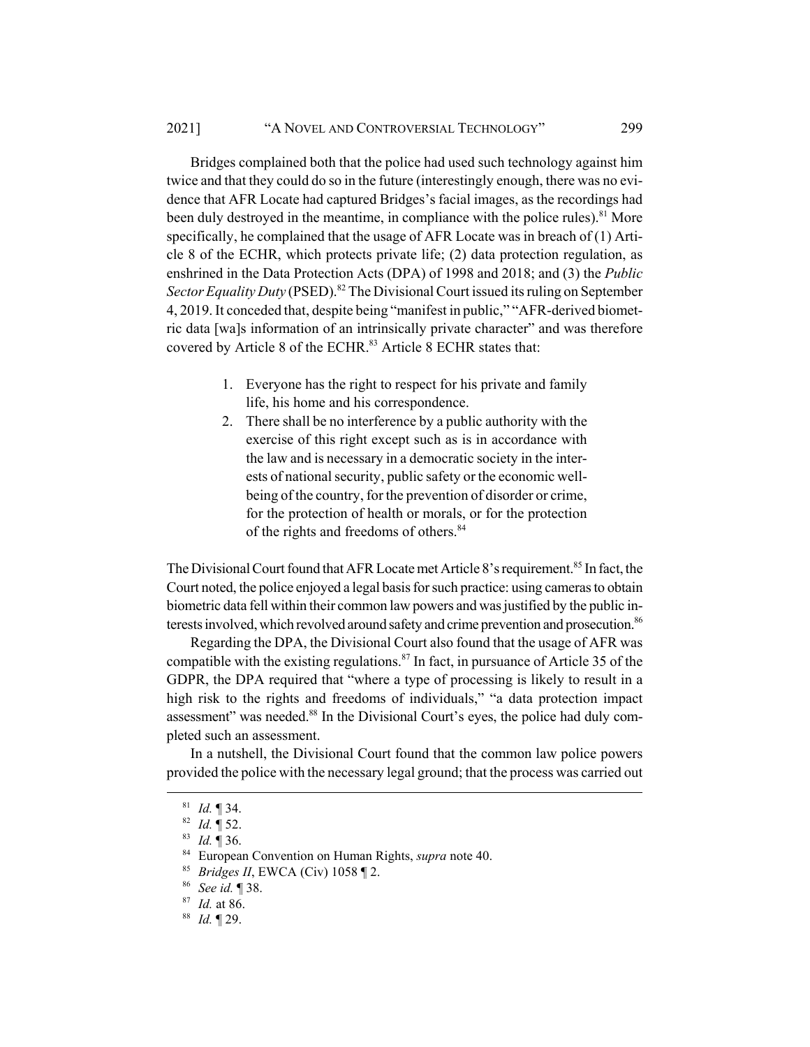Bridges complained both that the police had used such technology against him twice and that they could do so in the future (interestingly enough, there was no evidence that AFR Locate had captured Bridges's facial images, as the recordings had been duly destroyed in the meantime, in compliance with the police rules).[81] More specifically, he complained that the usage of AFR Locate was in breach of (1) Article 8 of the ECHR, which protects private life; (2) data protection regulation, as enshrined in the Data Protection Acts (DPA) of 1998 and 2018; and (3) the *Public Sector Equality Duty* (PSED).[82] The Divisional Court issued its ruling on September 4, 2019. It conceded that, despite being "manifest in public," "AFR-derived biometric data [wa]s information of an intrinsically private character" and was therefore covered by Article 8 of the ECHR.[83] Article 8 ECHR states that:

> 1. Everyone has the right to respect for his private and family life, his home and his correspondence.
> 2. There shall be no interference by a public authority with the exercise of this right except such as is in accordance with the law and is necessary in a democratic society in the interests of national security, public safety or the economic well-being of the country, for the prevention of disorder or crime, for the protection of health or morals, or for the protection of the rights and freedoms of others.[84]

The Divisional Court found that AFR Locate met Article 8's requirement.[85] In fact, the Court noted, the police enjoyed a legal basis for such practice: using cameras to obtain biometric data fell within their common law powers and was justified by the public interests involved, which revolved around safety and crime prevention and prosecution.[86]

Regarding the DPA, the Divisional Court also found that the usage of AFR was compatible with the existing regulations.[87] In fact, in pursuance of Article 35 of the GDPR, the DPA required that "where a type of processing is likely to result in a high risk to the rights and freedoms of individuals," "a data protection impact assessment" was needed.[88] In the Divisional Court's eyes, the police had duly completed such an assessment.

In a nutshell, the Divisional Court found that the common law police powers provided the police with the necessary legal ground; that the process was carried out

---

[81] *Id.* ¶ 34.

[82] *Id.* ¶ 52.

[83] *Id.* ¶ 36.

[84] European Convention on Human Rights, *supra* note 40.

[85] *Bridges II*, EWCA (Civ) 1058 ¶ 2.

[86] *See id.* ¶ 38.

[87] *Id.* at 86.

[88] *Id.* ¶ 29.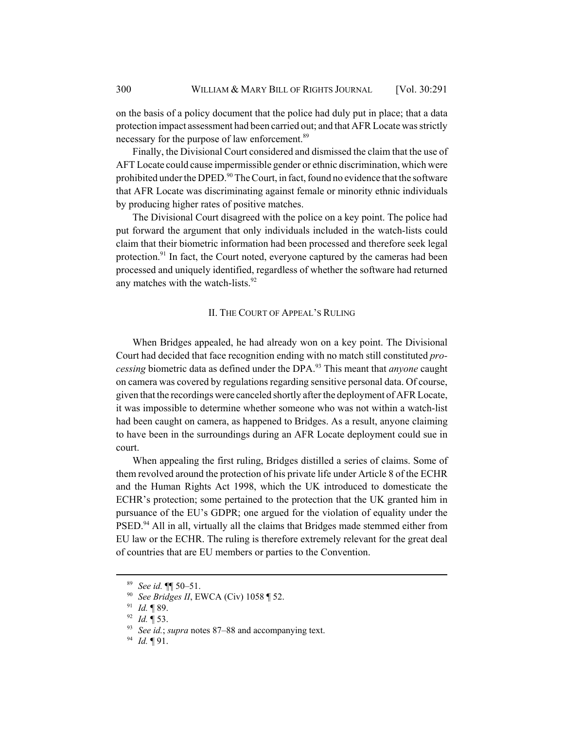on the basis of a policy document that the police had duly put in place; that a data protection impact assessment had been carried out; and that AFR Locate was strictly necessary for the purpose of law enforcement.[89]

Finally, the Divisional Court considered and dismissed the claim that the use of AFT Locate could cause impermissible gender or ethnic discrimination, which were prohibited under the DPED.[90] The Court, in fact, found no evidence that the software that AFR Locate was discriminating against female or minority ethnic individuals by producing higher rates of positive matches.

The Divisional Court disagreed with the police on a key point. The police had put forward the argument that only individuals included in the watch-lists could claim that their biometric information had been processed and therefore seek legal protection.[91] In fact, the Court noted, everyone captured by the cameras had been processed and uniquely identified, regardless of whether the software had returned any matches with the watch-lists.[92]

## II. THE COURT OF APPEAL'S RULING

When Bridges appealed, he had already won on a key point. The Divisional Court had decided that face recognition ending with no match still constituted *processing* biometric data as defined under the DPA.[93] This meant that *anyone* caught on camera was covered by regulations regarding sensitive personal data. Of course, given that the recordings were canceled shortly after the deployment of AFR Locate, it was impossible to determine whether someone who was not within a watch-list had been caught on camera, as happened to Bridges. As a result, anyone claiming to have been in the surroundings during an AFR Locate deployment could sue in court.

When appealing the first ruling, Bridges distilled a series of claims. Some of them revolved around the protection of his private life under Article 8 of the ECHR and the Human Rights Act 1998, which the UK introduced to domesticate the ECHR's protection; some pertained to the protection that the UK granted him in pursuance of the EU's GDPR; one argued for the violation of equality under the PSED.[94] All in all, virtually all the claims that Bridges made stemmed either from EU law or the ECHR. The ruling is therefore extremely relevant for the great deal of countries that are EU members or parties to the Convention.

---

[89] *See id.* ¶¶ 50–51.

[90] *See Bridges II*, EWCA (Civ) 1058 ¶ 52.

[91] *Id.* ¶ 89.

[92] *Id.* ¶ 53.

[93] *See id.*; *supra* notes 87–88 and accompanying text.

[94] *Id.* ¶ 91.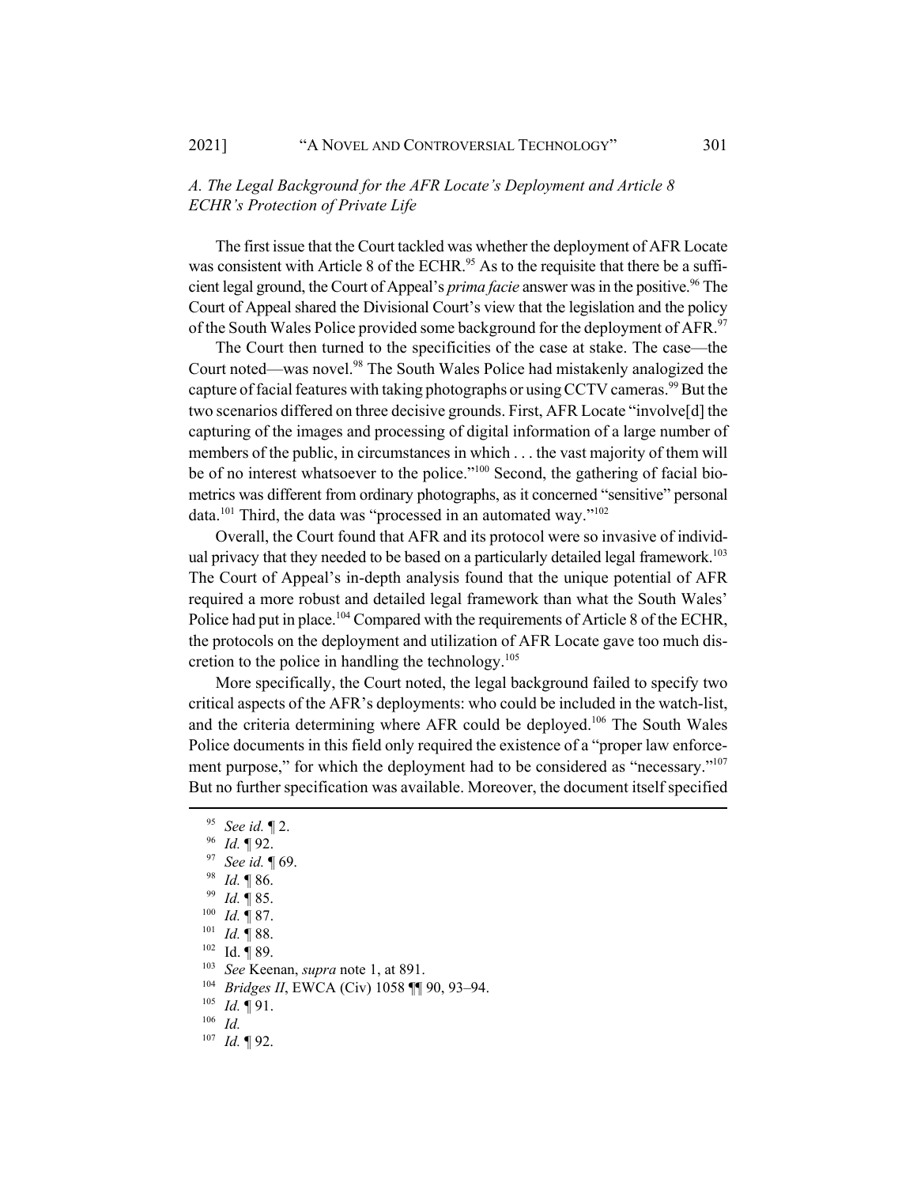### *A. The Legal Background for the AFR Locate's Deployment and Article 8 ECHR's Protection of Private Life*

The first issue that the Court tackled was whether the deployment of AFR Locate was consistent with Article 8 of the ECHR.[95] As to the requisite that there be a sufficient legal ground, the Court of Appeal's *prima facie* answer was in the positive.[96] The Court of Appeal shared the Divisional Court's view that the legislation and the policy of the South Wales Police provided some background for the deployment of AFR.[97]

The Court then turned to the specificities of the case at stake. The case—the Court noted—was novel.[98] The South Wales Police had mistakenly analogized the capture of facial features with taking photographs or using CCTV cameras.[99] But the two scenarios differed on three decisive grounds. First, AFR Locate "involve[d] the capturing of the images and processing of digital information of a large number of members of the public, in circumstances in which . . . the vast majority of them will be of no interest whatsoever to the police."[100] Second, the gathering of facial biometrics was different from ordinary photographs, as it concerned "sensitive" personal data.[101] Third, the data was "processed in an automated way."[102]

Overall, the Court found that AFR and its protocol were so invasive of individual privacy that they needed to be based on a particularly detailed legal framework.[103] The Court of Appeal's in-depth analysis found that the unique potential of AFR required a more robust and detailed legal framework than what the South Wales' Police had put in place.[104] Compared with the requirements of Article 8 of the ECHR, the protocols on the deployment and utilization of AFR Locate gave too much discretion to the police in handling the technology.[105]

More specifically, the Court noted, the legal background failed to specify two critical aspects of the AFR's deployments: who could be included in the watch-list, and the criteria determining where AFR could be deployed.[106] The South Wales Police documents in this field only required the existence of a "proper law enforcement purpose," for which the deployment had to be considered as "necessary."[107] But no further specification was available. Moreover, the document itself specified

---

[95] *See id.* ¶ 2.

[96] *Id.* ¶ 92.

[97] *See id.* ¶ 69.

[98] *Id.* ¶ 86.

[99] *Id.* ¶ 85.

[100] *Id.* ¶ 87.

[101] *Id.* ¶ 88.

[102] Id. ¶ 89.

[103] *See* Keenan, *supra* note 1, at 891.

[104] *Bridges II*, EWCA (Civ) 1058 ¶¶ 90, 93–94.

[105] *Id.* ¶ 91.

[106] *Id.*

[107] *Id.* ¶ 92.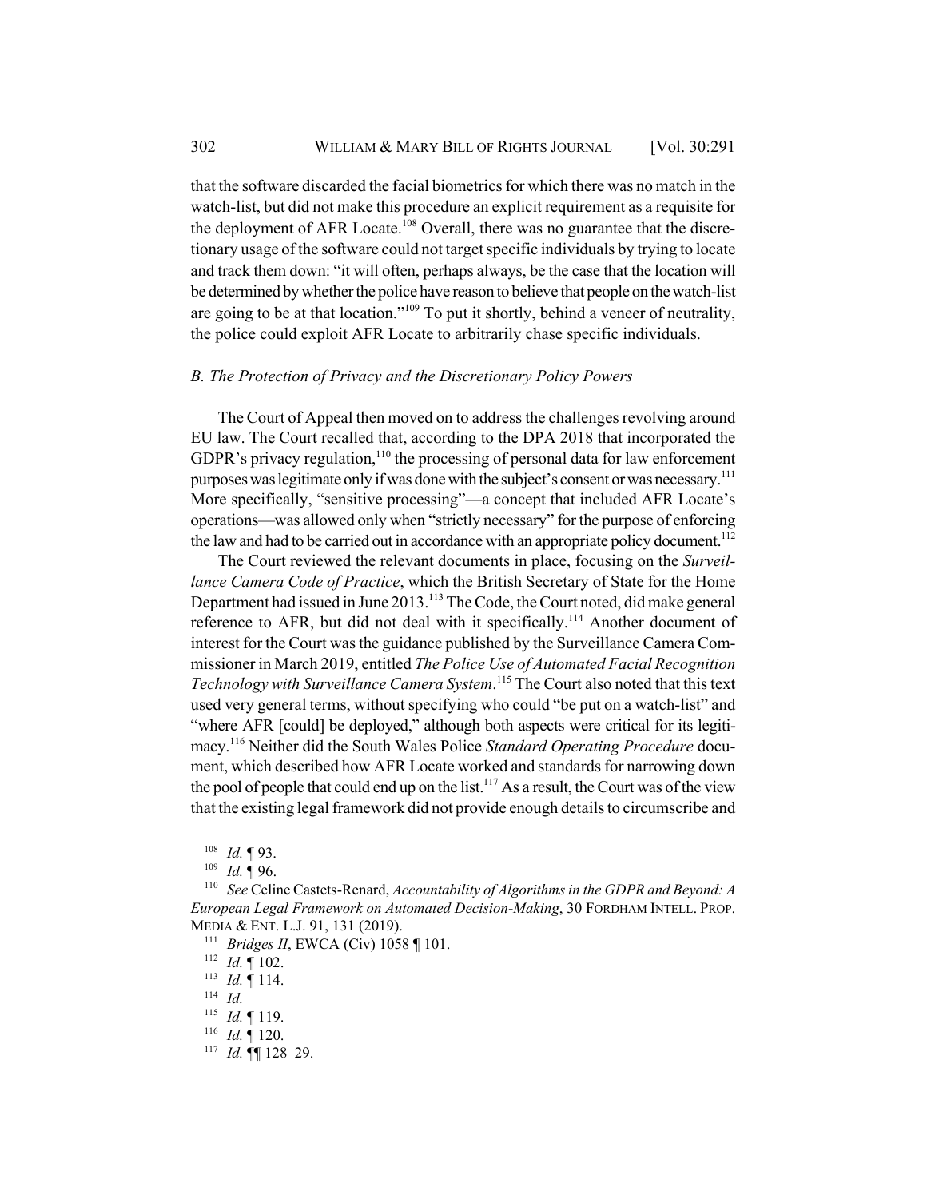that the software discarded the facial biometrics for which there was no match in the watch-list, but did not make this procedure an explicit requirement as a requisite for the deployment of AFR Locate.[108] Overall, there was no guarantee that the discretionary usage of the software could not target specific individuals by trying to locate and track them down: "it will often, perhaps always, be the case that the location will be determined by whether the police have reason to believe that people on the watch-list are going to be at that location."[109] To put it shortly, behind a veneer of neutrality, the police could exploit AFR Locate to arbitrarily chase specific individuals.

### *B. The Protection of Privacy and the Discretionary Policy Powers*

The Court of Appeal then moved on to address the challenges revolving around EU law. The Court recalled that, according to the DPA 2018 that incorporated the GDPR's privacy regulation,[110] the processing of personal data for law enforcement purposes was legitimate only if was done with the subject's consent or was necessary.[111] More specifically, "sensitive processing"—a concept that included AFR Locate's operations—was allowed only when "strictly necessary" for the purpose of enforcing the law and had to be carried out in accordance with an appropriate policy document.[112]

The Court reviewed the relevant documents in place, focusing on the *Surveillance Camera Code of Practice*, which the British Secretary of State for the Home Department had issued in June 2013.[113] The Code, the Court noted, did make general reference to AFR, but did not deal with it specifically.[114] Another document of interest for the Court was the guidance published by the Surveillance Camera Commissioner in March 2019, entitled *The Police Use of Automated Facial Recognition Technology with Surveillance Camera System*.[115] The Court also noted that this text used very general terms, without specifying who could "be put on a watch-list" and "where AFR [could] be deployed," although both aspects were critical for its legitimacy.[116] Neither did the South Wales Police *Standard Operating Procedure* document, which described how AFR Locate worked and standards for narrowing down the pool of people that could end up on the list.[117] As a result, the Court was of the view that the existing legal framework did not provide enough details to circumscribe and

---

[108] *Id.* ¶ 93.

[109] *Id.* ¶ 96.

[110] *See* Celine Castets-Renard, *Accountability of Algorithms in the GDPR and Beyond: A European Legal Framework on Automated Decision-Making*, 30 FORDHAM INTELL. PROP. MEDIA & ENT. L.J. 91, 131 (2019).

[111] *Bridges II*, EWCA (Civ) 1058 ¶ 101.

[112] *Id.* ¶ 102.

[113] *Id.* ¶ 114.

[114] *Id.*

[115] *Id.* ¶ 119.

[116] *Id.* ¶ 120.

[117] *Id.* ¶¶ 128–29.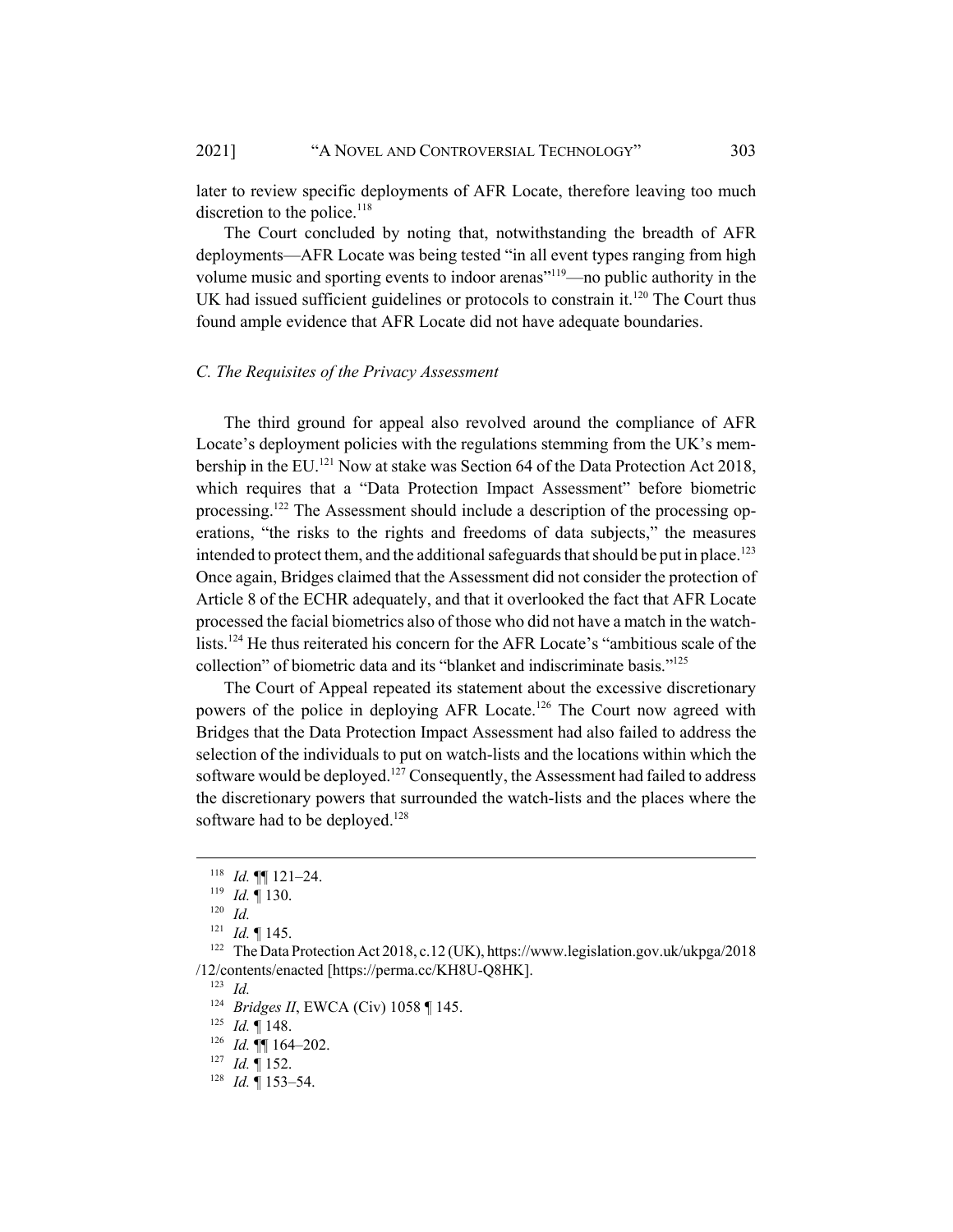later to review specific deployments of AFR Locate, therefore leaving too much discretion to the police.[118]

The Court concluded by noting that, notwithstanding the breadth of AFR deployments—AFR Locate was being tested "in all event types ranging from high volume music and sporting events to indoor arenas"[119]—no public authority in the UK had issued sufficient guidelines or protocols to constrain it.[120] The Court thus found ample evidence that AFR Locate did not have adequate boundaries.

### *C. The Requisites of the Privacy Assessment*

The third ground for appeal also revolved around the compliance of AFR Locate's deployment policies with the regulations stemming from the UK's membership in the EU.[121] Now at stake was Section 64 of the Data Protection Act 2018, which requires that a "Data Protection Impact Assessment" before biometric processing.[122] The Assessment should include a description of the processing operations, "the risks to the rights and freedoms of data subjects," the measures intended to protect them, and the additional safeguards that should be put in place.[123] Once again, Bridges claimed that the Assessment did not consider the protection of Article 8 of the ECHR adequately, and that it overlooked the fact that AFR Locate processed the facial biometrics also of those who did not have a match in the watch-lists.[124] He thus reiterated his concern for the AFR Locate's "ambitious scale of the collection" of biometric data and its "blanket and indiscriminate basis."[125]

The Court of Appeal repeated its statement about the excessive discretionary powers of the police in deploying AFR Locate.[126] The Court now agreed with Bridges that the Data Protection Impact Assessment had also failed to address the selection of the individuals to put on watch-lists and the locations within which the software would be deployed.[127] Consequently, the Assessment had failed to address the discretionary powers that surrounded the watch-lists and the places where the software had to be deployed.[128]

---

[118] *Id.* ¶¶ 121–24.

[119] *Id.* ¶ 130.

[120] *Id.*

[121] *Id.* ¶ 145.

[122] The Data Protection Act 2018, c.12 (UK), https://www.legislation.gov.uk/ukpga/2018/12/contents/enacted [https://perma.cc/KH8U-Q8HK].

[123] *Id.*

[124] *Bridges II*, EWCA (Civ) 1058 ¶ 145.

[125] *Id.* ¶ 148.

[126] *Id.* ¶¶ 164–202.

[127] *Id.* ¶ 152.

[128] *Id.* ¶ 153–54.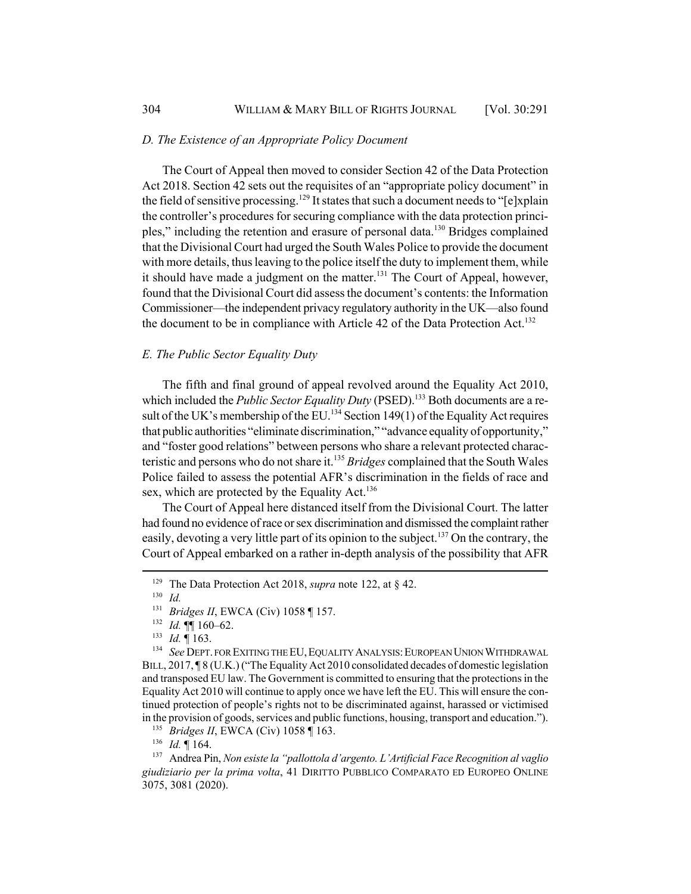### *D. The Existence of an Appropriate Policy Document*

The Court of Appeal then moved to consider Section 42 of the Data Protection Act 2018. Section 42 sets out the requisites of an "appropriate policy document" in the field of sensitive processing.[129] It states that such a document needs to "[e]xplain the controller's procedures for securing compliance with the data protection principles," including the retention and erasure of personal data.[130] Bridges complained that the Divisional Court had urged the South Wales Police to provide the document with more details, thus leaving to the police itself the duty to implement them, while it should have made a judgment on the matter.[131] The Court of Appeal, however, found that the Divisional Court did assess the document's contents: the Information Commissioner—the independent privacy regulatory authority in the UK—also found the document to be in compliance with Article 42 of the Data Protection Act.[132]

### *E. The Public Sector Equality Duty*

The fifth and final ground of appeal revolved around the Equality Act 2010, which included the *Public Sector Equality Duty* (PSED).[133] Both documents are a result of the UK's membership of the EU.[134] Section 149(1) of the Equality Act requires that public authorities "eliminate discrimination," "advance equality of opportunity," and "foster good relations" between persons who share a relevant protected characteristic and persons who do not share it.[135] *Bridges* complained that the South Wales Police failed to assess the potential AFR's discrimination in the fields of race and sex, which are protected by the Equality Act.[136]

The Court of Appeal here distanced itself from the Divisional Court. The latter had found no evidence of race or sex discrimination and dismissed the complaint rather easily, devoting a very little part of its opinion to the subject.[137] On the contrary, the Court of Appeal embarked on a rather in-depth analysis of the possibility that AFR

---

[129] The Data Protection Act 2018, *supra* note 122, at § 42.

[130] *Id.*

[131] *Bridges II*, EWCA (Civ) 1058 ¶ 157.

[132] *Id.* ¶¶ 160–62.

[133] *Id.* ¶ 163.

[134] *See* DEPT. FOR EXITING THE EU, EQUALITY ANALYSIS: EUROPEAN UNION WITHDRAWAL BILL, 2017, ¶ 8 (U.K.) ("The Equality Act 2010 consolidated decades of domestic legislation and transposed EU law. The Government is committed to ensuring that the protections in the Equality Act 2010 will continue to apply once we have left the EU. This will ensure the continued protection of people's rights not to be discriminated against, harassed or victimised in the provision of goods, services and public functions, housing, transport and education.").

[135] *Bridges II*, EWCA (Civ) 1058 ¶ 163.

[136] *Id.* ¶ 164.

[137] Andrea Pin, *Non esiste la "pallottola d'argento. L'Artificial Face Recognition al vaglio giudiziario per la prima volta*, 41 DIRITTO PUBBLICO COMPARATO ED EUROPEO ONLINE 3075, 3081 (2020).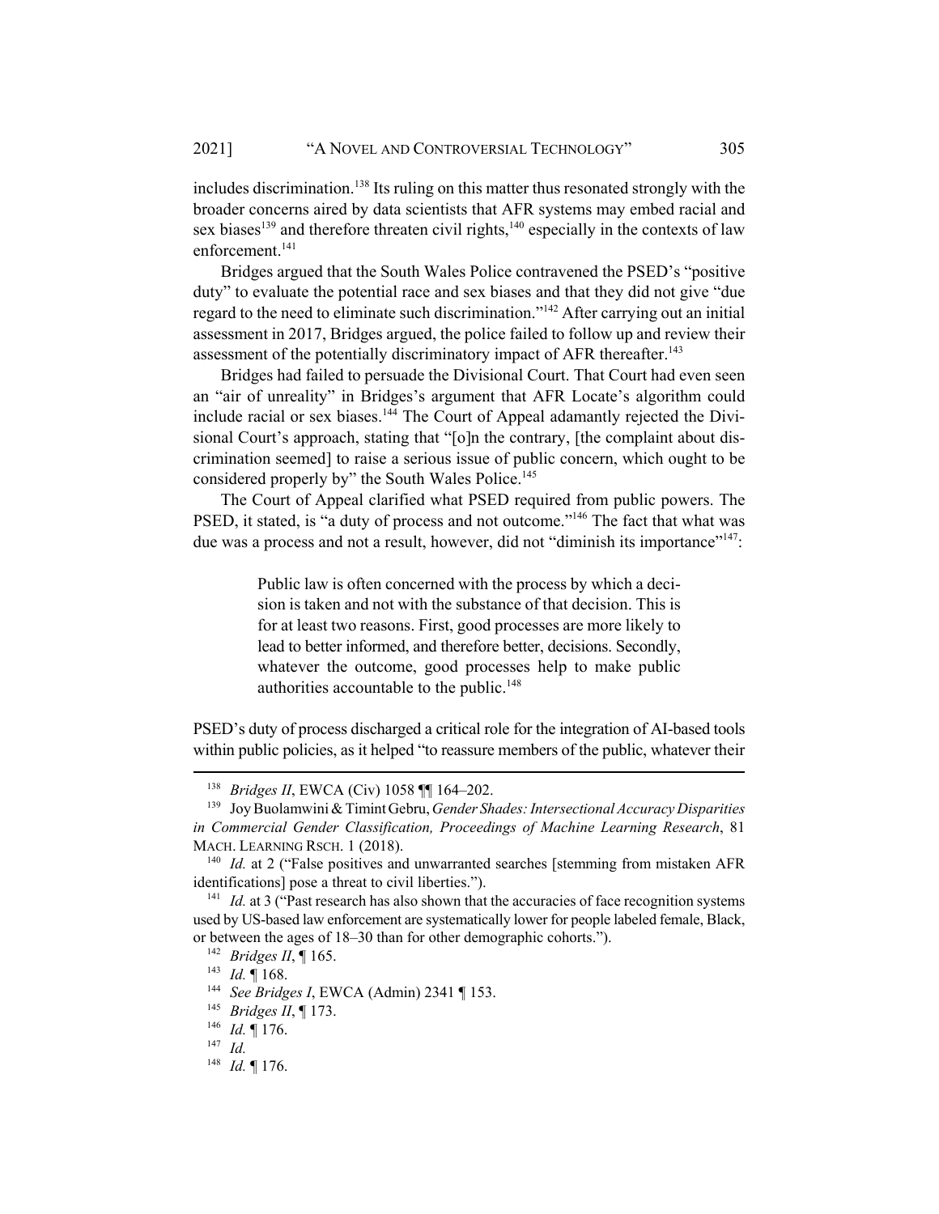includes discrimination.[138] Its ruling on this matter thus resonated strongly with the broader concerns aired by data scientists that AFR systems may embed racial and sex biases[139] and therefore threaten civil rights,[140] especially in the contexts of law enforcement.[141]

Bridges argued that the South Wales Police contravened the PSED's "positive duty" to evaluate the potential race and sex biases and that they did not give "due regard to the need to eliminate such discrimination."[142] After carrying out an initial assessment in 2017, Bridges argued, the police failed to follow up and review their assessment of the potentially discriminatory impact of AFR thereafter.[143]

Bridges had failed to persuade the Divisional Court. That Court had even seen an "air of unreality" in Bridges's argument that AFR Locate's algorithm could include racial or sex biases.[144] The Court of Appeal adamantly rejected the Divisional Court's approach, stating that "[o]n the contrary, [the complaint about discrimination seemed] to raise a serious issue of public concern, which ought to be considered properly by" the South Wales Police.[145]

The Court of Appeal clarified what PSED required from public powers. The PSED, it stated, is "a duty of process and not outcome."[146] The fact that what was due was a process and not a result, however, did not "diminish its importance"[147]:

> Public law is often concerned with the process by which a decision is taken and not with the substance of that decision. This is for at least two reasons. First, good processes are more likely to lead to better informed, and therefore better, decisions. Secondly, whatever the outcome, good processes help to make public authorities accountable to the public.[148]

PSED's duty of process discharged a critical role for the integration of AI-based tools within public policies, as it helped "to reassure members of the public, whatever their

---

[138] *Bridges II*, EWCA (Civ) 1058 ¶¶ 164–202.

[139] Joy Buolamwini & Timint Gebru, *Gender Shades: Intersectional Accuracy Disparities in Commercial Gender Classification, Proceedings of Machine Learning Research*, 81 MACH. LEARNING RSCH. 1 (2018).

[140] *Id.* at 2 ("False positives and unwarranted searches [stemming from mistaken AFR identifications] pose a threat to civil liberties.").

[141] *Id.* at 3 ("Past research has also shown that the accuracies of face recognition systems used by US-based law enforcement are systematically lower for people labeled female, Black, or between the ages of 18–30 than for other demographic cohorts.").

[142] *Bridges II*, ¶ 165.

[143] *Id.* ¶ 168.

[144] *See Bridges I*, EWCA (Admin) 2341 ¶ 153.

[145] *Bridges II*, ¶ 173.

[146] *Id.* ¶ 176.

[147] *Id.*

[148] *Id.* ¶ 176.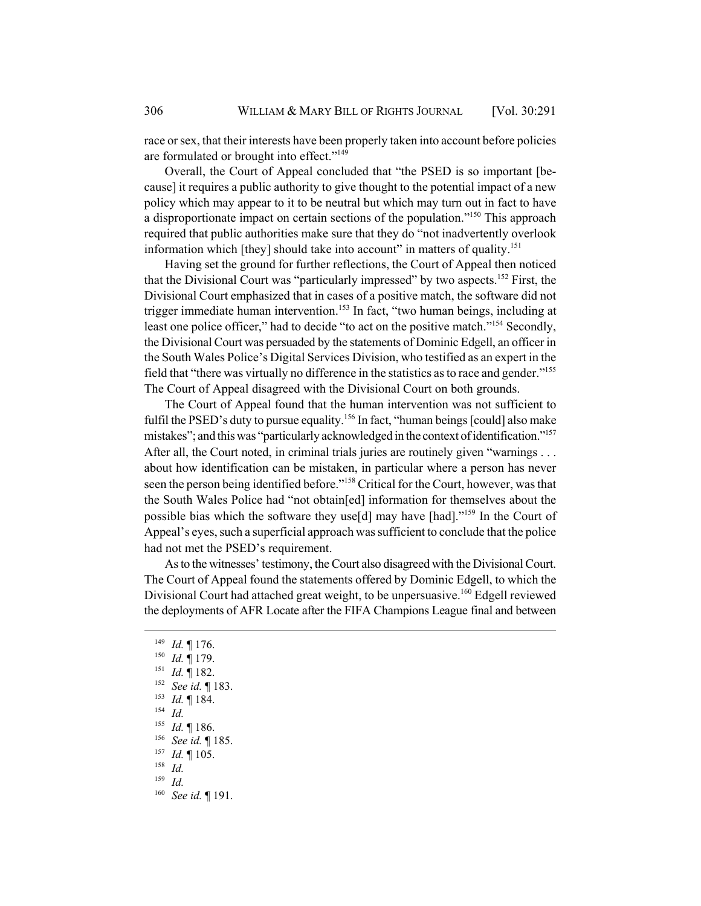race or sex, that their interests have been properly taken into account before policies are formulated or brought into effect."[149]

Overall, the Court of Appeal concluded that "the PSED is so important [because] it requires a public authority to give thought to the potential impact of a new policy which may appear to it to be neutral but which may turn out in fact to have a disproportionate impact on certain sections of the population."[150] This approach required that public authorities make sure that they do "not inadvertently overlook information which [they] should take into account" in matters of quality.[151]

Having set the ground for further reflections, the Court of Appeal then noticed that the Divisional Court was "particularly impressed" by two aspects.[152] First, the Divisional Court emphasized that in cases of a positive match, the software did not trigger immediate human intervention.[153] In fact, "two human beings, including at least one police officer," had to decide "to act on the positive match."[154] Secondly, the Divisional Court was persuaded by the statements of Dominic Edgell, an officer in the South Wales Police's Digital Services Division, who testified as an expert in the field that "there was virtually no difference in the statistics as to race and gender."[155] The Court of Appeal disagreed with the Divisional Court on both grounds.

The Court of Appeal found that the human intervention was not sufficient to fulfil the PSED's duty to pursue equality.[156] In fact, "human beings [could] also make mistakes"; and this was "particularly acknowledged in the context of identification."[157] After all, the Court noted, in criminal trials juries are routinely given "warnings . . . about how identification can be mistaken, in particular where a person has never seen the person being identified before."[158] Critical for the Court, however, was that the South Wales Police had "not obtain[ed] information for themselves about the possible bias which the software they use[d] may have [had]."[159] In the Court of Appeal's eyes, such a superficial approach was sufficient to conclude that the police had not met the PSED's requirement.

As to the witnesses' testimony, the Court also disagreed with the Divisional Court. The Court of Appeal found the statements offered by Dominic Edgell, to which the Divisional Court had attached great weight, to be unpersuasive.[160] Edgell reviewed the deployments of AFR Locate after the FIFA Champions League final and between

---

[149] *Id.* ¶ 176.

[150] *Id.* ¶ 179.

[151] *Id.* ¶ 182.

[152] *See id.* ¶ 183.

[153] *Id.* ¶ 184.

[154] *Id.*

[155] *Id.* ¶ 186.

[156] *See id.* ¶ 185.

[157] *Id.* ¶ 105.

[158] *Id.*

[159] *Id.*

[160] *See id.* ¶ 191.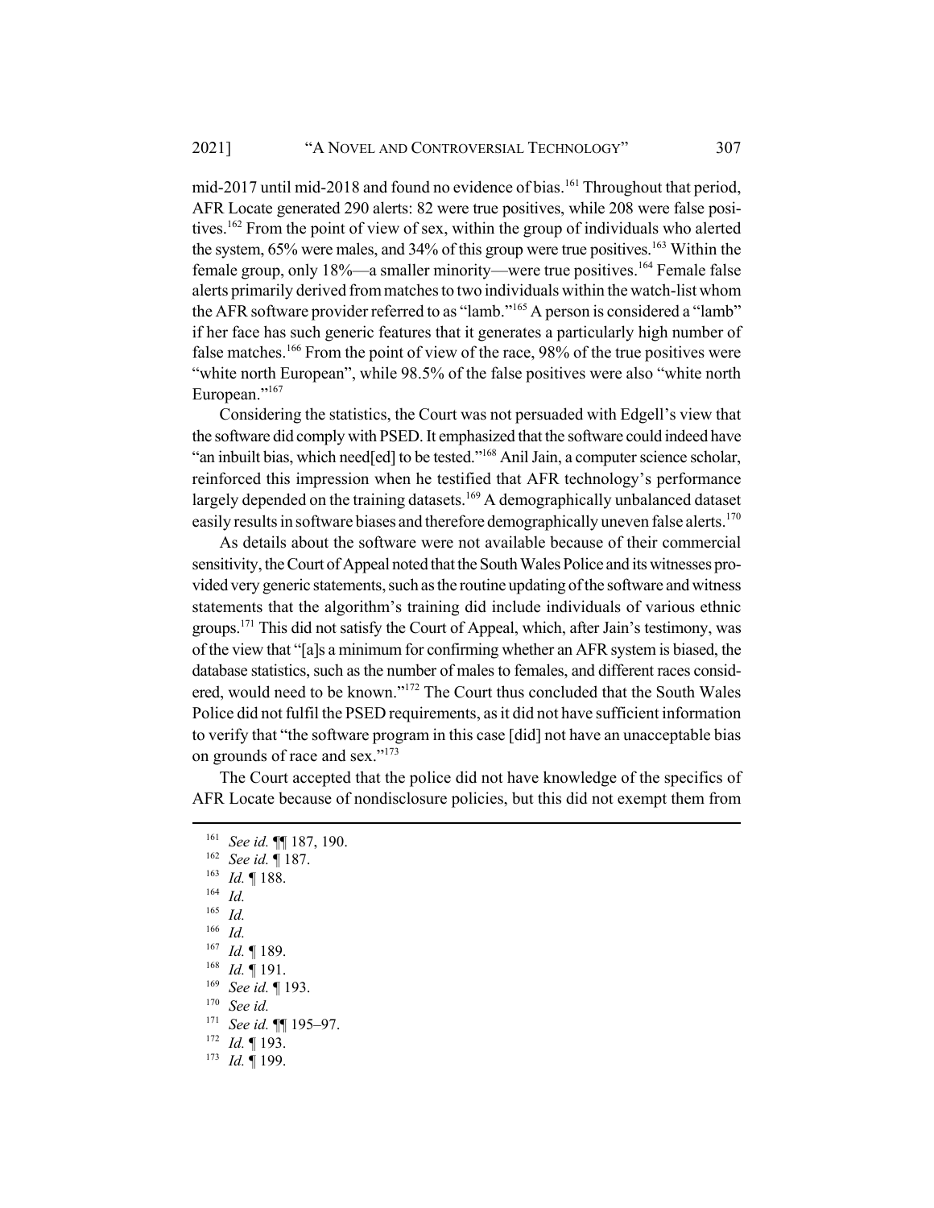mid-2017 until mid-2018 and found no evidence of bias.[161] Throughout that period, AFR Locate generated 290 alerts: 82 were true positives, while 208 were false positives.[162] From the point of view of sex, within the group of individuals who alerted the system, 65% were males, and 34% of this group were true positives.[163] Within the female group, only 18%—a smaller minority—were true positives.[164] Female false alerts primarily derived from matches to two individuals within the watch-list whom the AFR software provider referred to as "lamb."[165] A person is considered a "lamb" if her face has such generic features that it generates a particularly high number of false matches.[166] From the point of view of the race, 98% of the true positives were "white north European", while 98.5% of the false positives were also "white north European."[167]

Considering the statistics, the Court was not persuaded with Edgell's view that the software did comply with PSED. It emphasized that the software could indeed have "an inbuilt bias, which need[ed] to be tested."[168] Anil Jain, a computer science scholar, reinforced this impression when he testified that AFR technology's performance largely depended on the training datasets.[169] A demographically unbalanced dataset easily results in software biases and therefore demographically uneven false alerts.[170]

As details about the software were not available because of their commercial sensitivity, the Court of Appeal noted that the South Wales Police and its witnesses provided very generic statements, such as the routine updating of the software and witness statements that the algorithm's training did include individuals of various ethnic groups.[171] This did not satisfy the Court of Appeal, which, after Jain's testimony, was of the view that "[a]s a minimum for confirming whether an AFR system is biased, the database statistics, such as the number of males to females, and different races considered, would need to be known."[172] The Court thus concluded that the South Wales Police did not fulfil the PSED requirements, as it did not have sufficient information to verify that "the software program in this case [did] not have an unacceptable bias on grounds of race and sex."[173]

The Court accepted that the police did not have knowledge of the specifics of AFR Locate because of nondisclosure policies, but this did not exempt them from

---

[161] *See id.* ¶¶ 187, 190.

[162] *See id.* ¶ 187.

[163] *Id.* ¶ 188.

[164] *Id.*

[165] *Id.*

[166] *Id.*

[167] *Id.* ¶ 189.

[168] *Id.* ¶ 191.

[169] *See id.* ¶ 193.

[170] *See id.*

[171] *See id.* ¶¶ 195–97.

[172] *Id.* ¶ 193.

[173] *Id.* ¶ 199.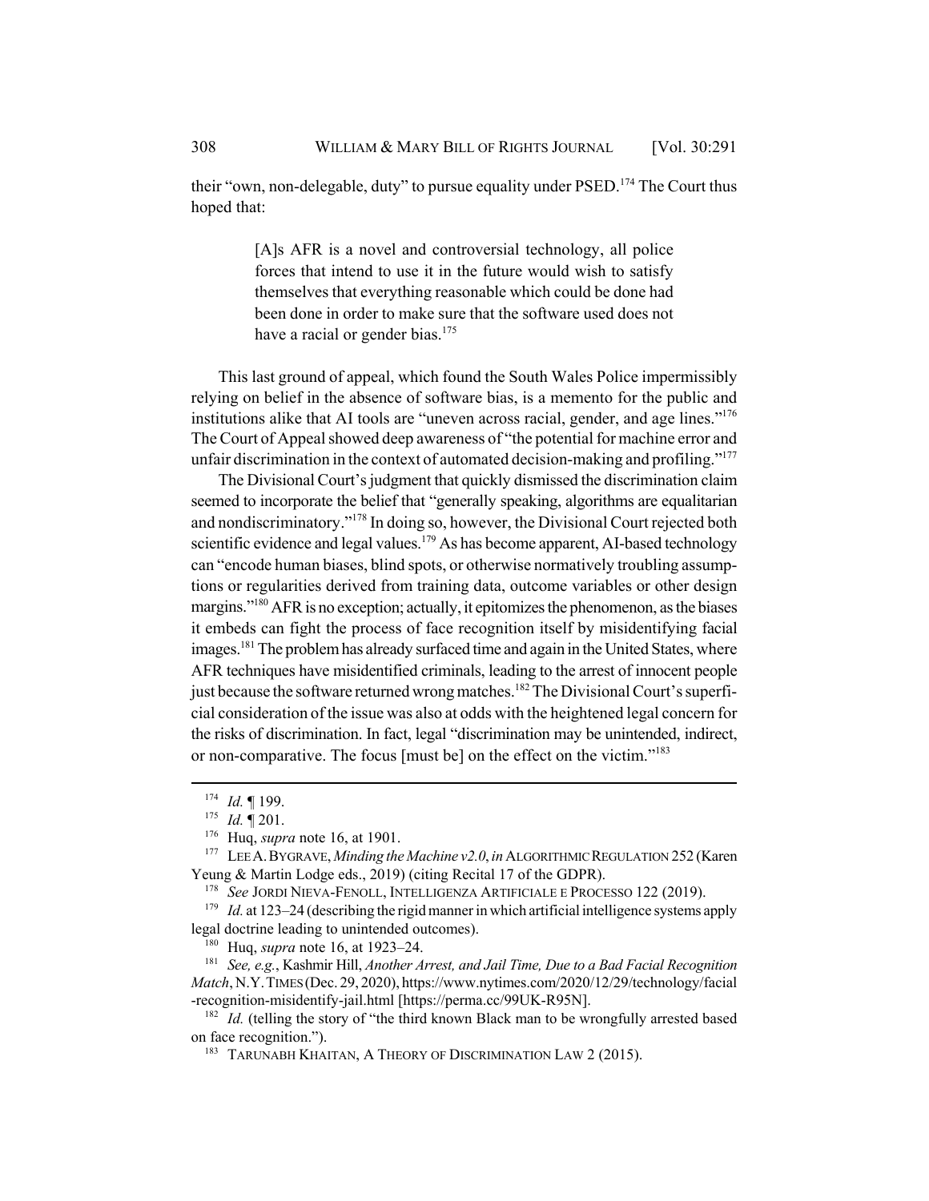their "own, non-delegable, duty" to pursue equality under PSED.[174] The Court thus hoped that:

> [A]s AFR is a novel and controversial technology, all police forces that intend to use it in the future would wish to satisfy themselves that everything reasonable which could be done had been done in order to make sure that the software used does not have a racial or gender bias.[175]

This last ground of appeal, which found the South Wales Police impermissibly relying on belief in the absence of software bias, is a memento for the public and institutions alike that AI tools are "uneven across racial, gender, and age lines."[176] The Court of Appeal showed deep awareness of "the potential for machine error and unfair discrimination in the context of automated decision-making and profiling."[177]

The Divisional Court's judgment that quickly dismissed the discrimination claim seemed to incorporate the belief that "generally speaking, algorithms are equalitarian and nondiscriminatory."[178] In doing so, however, the Divisional Court rejected both scientific evidence and legal values.[179] As has become apparent, AI-based technology can "encode human biases, blind spots, or otherwise normatively troubling assumptions or regularities derived from training data, outcome variables or other design margins."[180] AFR is no exception; actually, it epitomizes the phenomenon, as the biases it embeds can fight the process of face recognition itself by misidentifying facial images.[181] The problem has already surfaced time and again in the United States, where AFR techniques have misidentified criminals, leading to the arrest of innocent people just because the software returned wrong matches.[182] The Divisional Court's superficial consideration of the issue was also at odds with the heightened legal concern for the risks of discrimination. In fact, legal "discrimination may be unintended, indirect, or non-comparative. The focus [must be] on the effect on the victim."[183]

---

[174] *Id.* ¶ 199.

[175] *Id.* ¶ 201.

[176] Huq, *supra* note 16, at 1901.

[177] LEE A. BYGRAVE, *Minding the Machine v2.0*, *in* ALGORITHMIC REGULATION 252 (Karen Yeung & Martin Lodge eds., 2019) (citing Recital 17 of the GDPR).

[178] *See* JORDI NIEVA-FENOLL, INTELLIGENZA ARTIFICIALE E PROCESSO 122 (2019).

[179] *Id.* at 123–24 (describing the rigid manner in which artificial intelligence systems apply legal doctrine leading to unintended outcomes).

[180] Huq, *supra* note 16, at 1923–24.

[181] *See, e.g.*, Kashmir Hill, *Another Arrest, and Jail Time, Due to a Bad Facial Recognition Match*, N.Y. TIMES (Dec. 29, 2020), https://www.nytimes.com/2020/12/29/technology/facial-recognition-misidentify-jail.html [https://perma.cc/99UK-R95N].

[182] *Id.* (telling the story of "the third known Black man to be wrongfully arrested based on face recognition.").

[183] TARUNABH KHAITAN, A THEORY OF DISCRIMINATION LAW 2 (2015).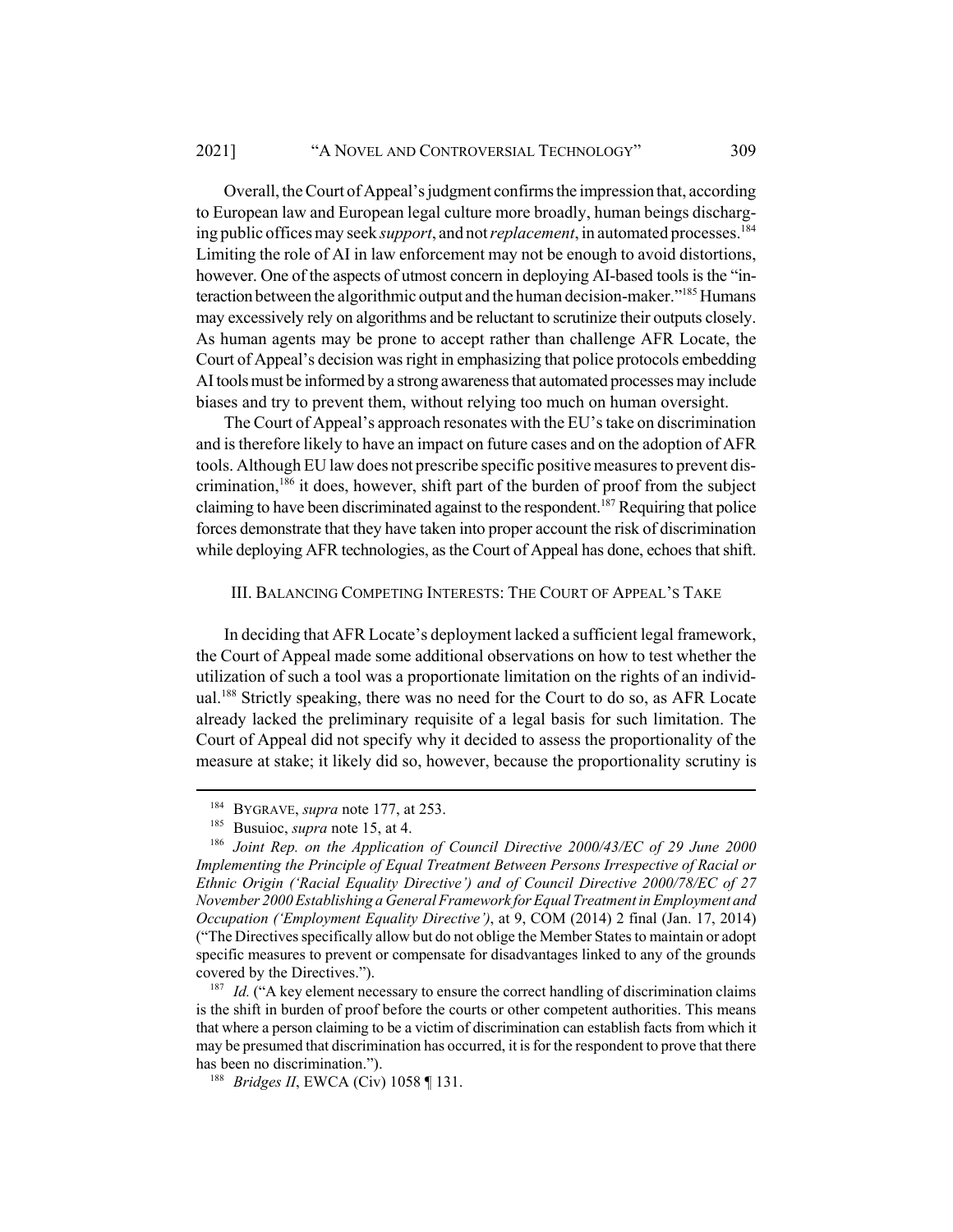Overall, the Court of Appeal's judgment confirms the impression that, according to European law and European legal culture more broadly, human beings discharging public offices may seek *support*, and not *replacement*, in automated processes.[184] Limiting the role of AI in law enforcement may not be enough to avoid distortions, however. One of the aspects of utmost concern in deploying AI-based tools is the "interaction between the algorithmic output and the human decision-maker."[185] Humans may excessively rely on algorithms and be reluctant to scrutinize their outputs closely. As human agents may be prone to accept rather than challenge AFR Locate, the Court of Appeal's decision was right in emphasizing that police protocols embedding AI tools must be informed by a strong awareness that automated processes may include biases and try to prevent them, without relying too much on human oversight.

The Court of Appeal's approach resonates with the EU's take on discrimination and is therefore likely to have an impact on future cases and on the adoption of AFR tools. Although EU law does not prescribe specific positive measures to prevent discrimination,[186] it does, however, shift part of the burden of proof from the subject claiming to have been discriminated against to the respondent.[187] Requiring that police forces demonstrate that they have taken into proper account the risk of discrimination while deploying AFR technologies, as the Court of Appeal has done, echoes that shift.

## III. Balancing Competing Interests: The Court of Appeal's Take

In deciding that AFR Locate's deployment lacked a sufficient legal framework, the Court of Appeal made some additional observations on how to test whether the utilization of such a tool was a proportionate limitation on the rights of an individual.[188] Strictly speaking, there was no need for the Court to do so, as AFR Locate already lacked the preliminary requisite of a legal basis for such limitation. The Court of Appeal did not specify why it decided to assess the proportionality of the measure at stake; it likely did so, however, because the proportionality scrutiny is

---

[184] Bygrave, *supra* note 177, at 253.

[185] Busuioc, *supra* note 15, at 4.

[186] *Joint Rep. on the Application of Council Directive 2000/43/EC of 29 June 2000 Implementing the Principle of Equal Treatment Between Persons Irrespective of Racial or Ethnic Origin ('Racial Equality Directive') and of Council Directive 2000/78/EC of 27 November 2000 Establishing a General Framework for Equal Treatment in Employment and Occupation ('Employment Equality Directive')*, at 9, COM (2014) 2 final (Jan. 17, 2014) ("The Directives specifically allow but do not oblige the Member States to maintain or adopt specific measures to prevent or compensate for disadvantages linked to any of the grounds covered by the Directives.").

[187] *Id.* ("A key element necessary to ensure the correct handling of discrimination claims is the shift in burden of proof before the courts or other competent authorities. This means that where a person claiming to be a victim of discrimination can establish facts from which it may be presumed that discrimination has occurred, it is for the respondent to prove that there has been no discrimination.").

[188] *Bridges II*, EWCA (Civ) 1058 ¶ 131.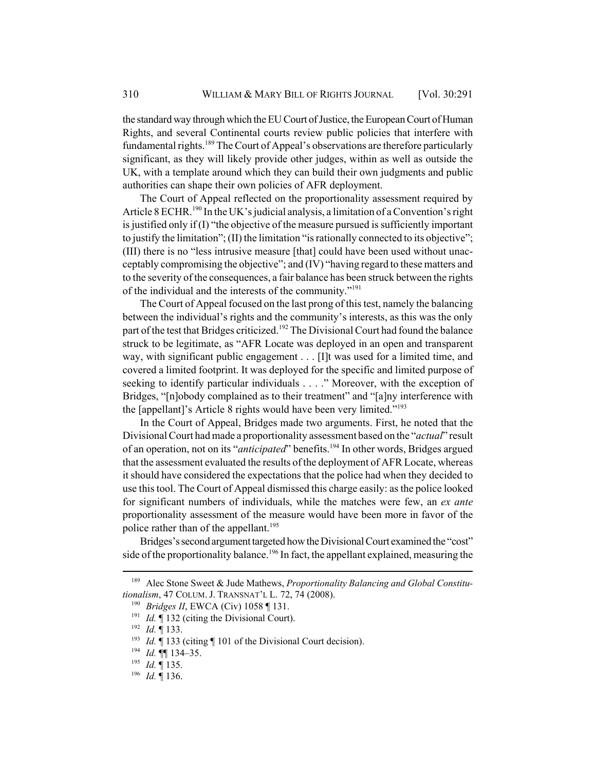the standard way through which the EU Court of Justice, the European Court of Human Rights, and several Continental courts review public policies that interfere with fundamental rights.[189] The Court of Appeal's observations are therefore particularly significant, as they will likely provide other judges, within as well as outside the UK, with a template around which they can build their own judgments and public authorities can shape their own policies of AFR deployment.

The Court of Appeal reflected on the proportionality assessment required by Article 8 ECHR.[190] In the UK's judicial analysis, a limitation of a Convention's right is justified only if (I) "the objective of the measure pursued is sufficiently important to justify the limitation"; (II) the limitation "is rationally connected to its objective"; (III) there is no "less intrusive measure [that] could have been used without unacceptably compromising the objective"; and (IV) "having regard to these matters and to the severity of the consequences, a fair balance has been struck between the rights of the individual and the interests of the community."[191]

The Court of Appeal focused on the last prong of this test, namely the balancing between the individual's rights and the community's interests, as this was the only part of the test that Bridges criticized.[192] The Divisional Court had found the balance struck to be legitimate, as "AFR Locate was deployed in an open and transparent way, with significant public engagement . . . [I]t was used for a limited time, and covered a limited footprint. It was deployed for the specific and limited purpose of seeking to identify particular individuals . . . ." Moreover, with the exception of Bridges, "[n]obody complained as to their treatment" and "[a]ny interference with the [appellant]'s Article 8 rights would have been very limited."[193]

In the Court of Appeal, Bridges made two arguments. First, he noted that the Divisional Court had made a proportionality assessment based on the "*actual*" result of an operation, not on its "*anticipated*" benefits.[194] In other words, Bridges argued that the assessment evaluated the results of the deployment of AFR Locate, whereas it should have considered the expectations that the police had when they decided to use this tool. The Court of Appeal dismissed this charge easily: as the police looked for significant numbers of individuals, while the matches were few, an *ex ante* proportionality assessment of the measure would have been more in favor of the police rather than of the appellant.[195]

Bridges's second argument targeted how the Divisional Court examined the "cost" side of the proportionality balance.[196] In fact, the appellant explained, measuring the

---

[189] Alec Stone Sweet & Jude Mathews, *Proportionality Balancing and Global Constitutionalism*, 47 COLUM. J. TRANSNAT'L L. 72, 74 (2008).

[190] *Bridges II*, EWCA (Civ) 1058 ¶ 131.

[191] *Id.* ¶ 132 (citing the Divisional Court).

[192] *Id.* ¶ 133.

[193] *Id.* ¶ 133 (citing ¶ 101 of the Divisional Court decision).

[194] *Id.* ¶¶ 134–35.

[195] *Id.* ¶ 135.

[196] *Id.* ¶ 136.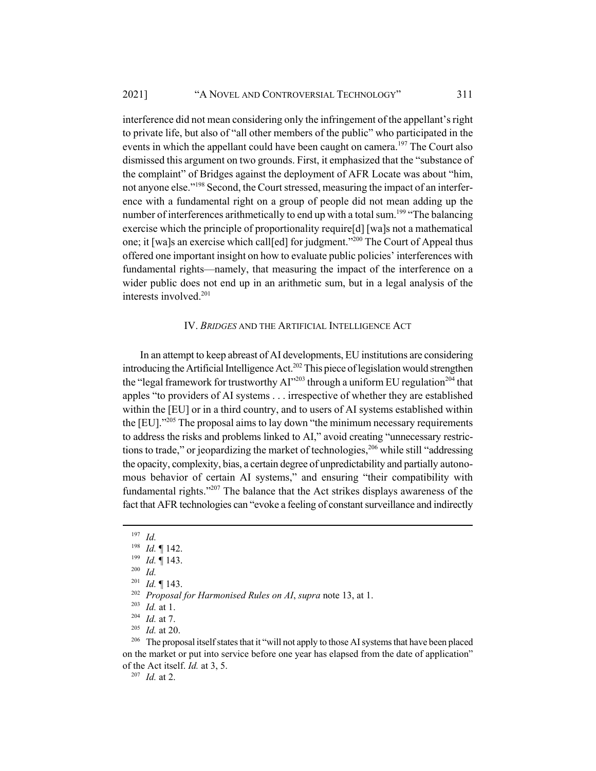interference did not mean considering only the infringement of the appellant's right to private life, but also of "all other members of the public" who participated in the events in which the appellant could have been caught on camera.[197] The Court also dismissed this argument on two grounds. First, it emphasized that the "substance of the complaint" of Bridges against the deployment of AFR Locate was about "him, not anyone else."[198] Second, the Court stressed, measuring the impact of an interference with a fundamental right on a group of people did not mean adding up the number of interferences arithmetically to end up with a total sum.[199] "The balancing exercise which the principle of proportionality require[d] [wa]s not a mathematical one; it [wa]s an exercise which call[ed] for judgment."[200] The Court of Appeal thus offered one important insight on how to evaluate public policies' interferences with fundamental rights—namely, that measuring the impact of the interference on a wider public does not end up in an arithmetic sum, but in a legal analysis of the interests involved.[201]

## IV. *BRIDGES* AND THE ARTIFICIAL INTELLIGENCE ACT

In an attempt to keep abreast of AI developments, EU institutions are considering introducing the Artificial Intelligence Act.[202] This piece of legislation would strengthen the "legal framework for trustworthy AI"[203] through a uniform EU regulation[204] that apples "to providers of AI systems . . . irrespective of whether they are established within the [EU] or in a third country, and to users of AI systems established within the [EU]."[205] The proposal aims to lay down "the minimum necessary requirements to address the risks and problems linked to AI," avoid creating "unnecessary restrictions to trade," or jeopardizing the market of technologies,[206] while still "addressing the opacity, complexity, bias, a certain degree of unpredictability and partially autonomous behavior of certain AI systems," and ensuring "their compatibility with fundamental rights."[207] The balance that the Act strikes displays awareness of the fact that AFR technologies can "evoke a feeling of constant surveillance and indirectly

---

[197] *Id.*

[198] *Id.* ¶ 142.

[199] *Id.* ¶ 143.

[200] *Id.*

[201] *Id.* ¶ 143.

[202] *Proposal for Harmonised Rules on AI*, *supra* note 13, at 1.

[203] *Id.* at 1.

[204] *Id.* at 7.

[205] *Id.* at 20.

[206] The proposal itself states that it "will not apply to those AI systems that have been placed on the market or put into service before one year has elapsed from the date of application" of the Act itself. *Id.* at 3, 5.

[207] *Id.* at 2.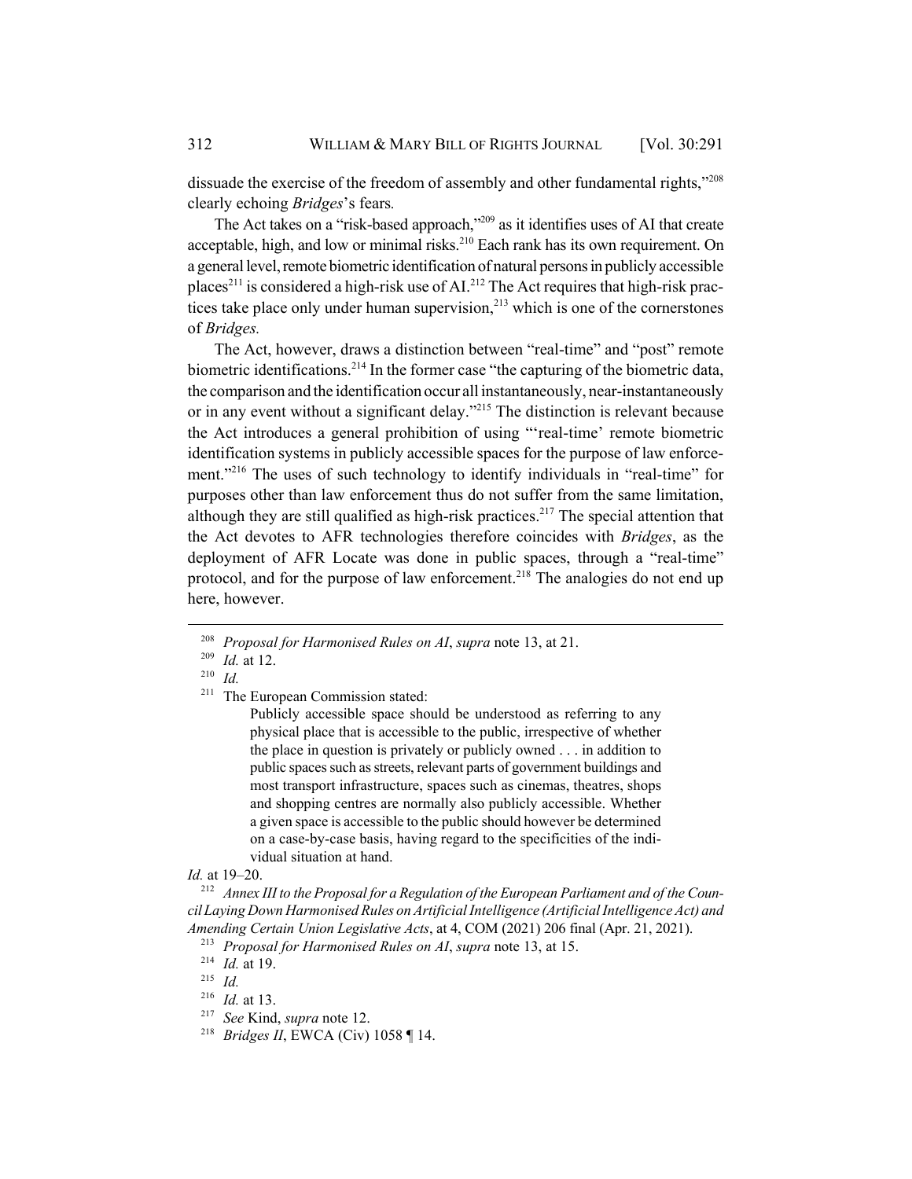dissuade the exercise of the freedom of assembly and other fundamental rights,"[208] clearly echoing *Bridges*'s fears.

The Act takes on a "risk-based approach,"[209] as it identifies uses of AI that create acceptable, high, and low or minimal risks.[210] Each rank has its own requirement. On a general level, remote biometric identification of natural persons in publicly accessible places[211] is considered a high-risk use of AI.[212] The Act requires that high-risk practices take place only under human supervision,[213] which is one of the cornerstones of *Bridges.*

The Act, however, draws a distinction between "real-time" and "post" remote biometric identifications.[214] In the former case "the capturing of the biometric data, the comparison and the identification occur all instantaneously, near-instantaneously or in any event without a significant delay."[215] The distinction is relevant because the Act introduces a general prohibition of using "'real-time' remote biometric identification systems in publicly accessible spaces for the purpose of law enforcement."[216] The uses of such technology to identify individuals in "real-time" for purposes other than law enforcement thus do not suffer from the same limitation, although they are still qualified as high-risk practices.[217] The special attention that the Act devotes to AFR technologies therefore coincides with *Bridges*, as the deployment of AFR Locate was done in public spaces, through a "real-time" protocol, and for the purpose of law enforcement.[218] The analogies do not end up here, however.

---

[208] *Proposal for Harmonised Rules on AI*, *supra* note 13, at 21.

[209] *Id.* at 12.

[210] *Id.*

[211] The European Commission stated:

> Publicly accessible space should be understood as referring to any physical place that is accessible to the public, irrespective of whether the place in question is privately or publicly owned . . . in addition to public spaces such as streets, relevant parts of government buildings and most transport infrastructure, spaces such as cinemas, theatres, shops and shopping centres are normally also publicly accessible. Whether a given space is accessible to the public should however be determined on a case-by-case basis, having regard to the specificities of the individual situation at hand.

*Id.* at 19–20.

[212] *Annex III to the Proposal for a Regulation of the European Parliament and of the Council Laying Down Harmonised Rules on Artificial Intelligence (Artificial Intelligence Act) and Amending Certain Union Legislative Acts*, at 4, COM (2021) 206 final (Apr. 21, 2021).

[213] *Proposal for Harmonised Rules on AI*, *supra* note 13, at 15.

[214] *Id.* at 19.

[215] *Id.*

[216] *Id.* at 13.

[217] *See* Kind, *supra* note 12.

[218] *Bridges II*, EWCA (Civ) 1058 ¶ 14.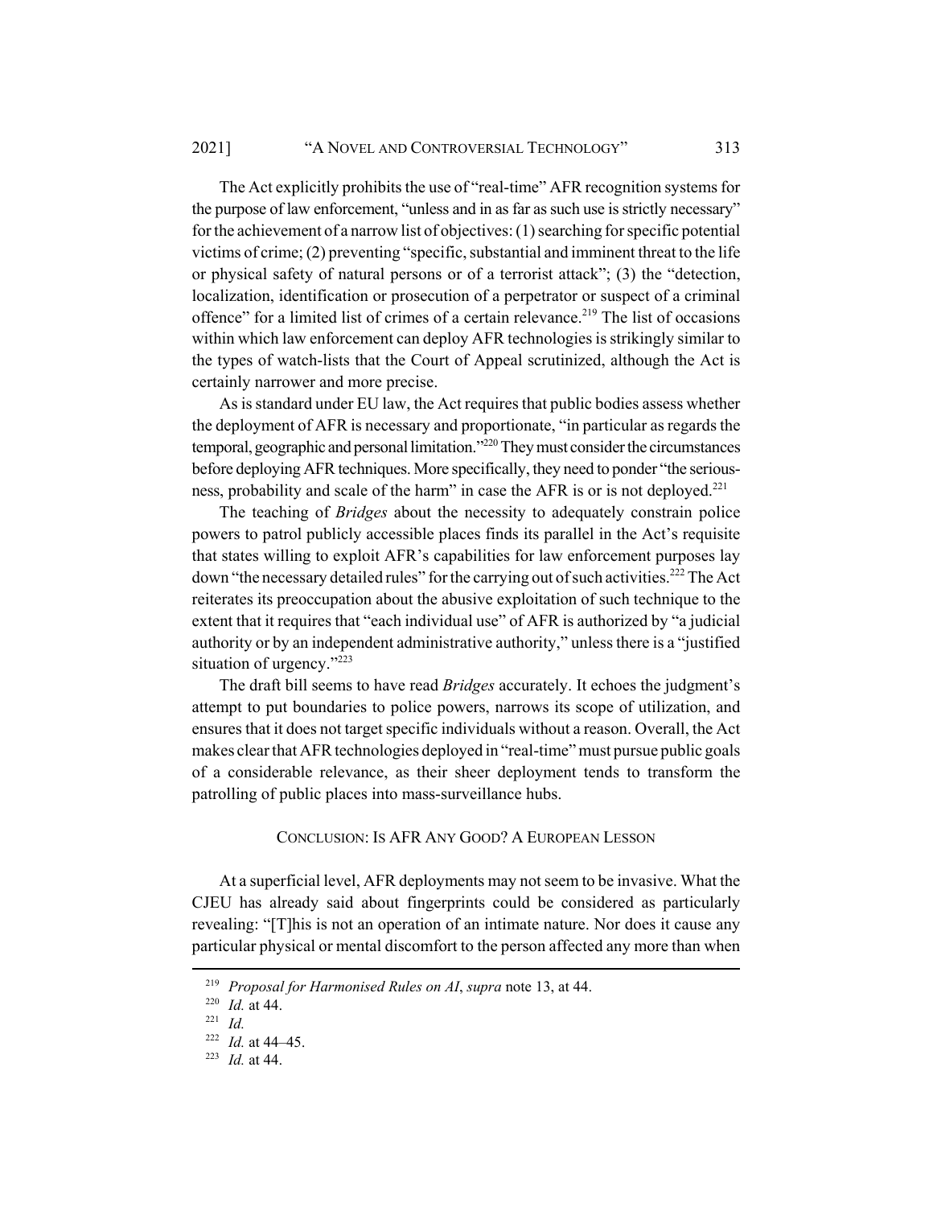The Act explicitly prohibits the use of "real-time" AFR recognition systems for the purpose of law enforcement, "unless and in as far as such use is strictly necessary" for the achievement of a narrow list of objectives: (1) searching for specific potential victims of crime; (2) preventing "specific, substantial and imminent threat to the life or physical safety of natural persons or of a terrorist attack"; (3) the "detection, localization, identification or prosecution of a perpetrator or suspect of a criminal offence" for a limited list of crimes of a certain relevance.[219] The list of occasions within which law enforcement can deploy AFR technologies is strikingly similar to the types of watch-lists that the Court of Appeal scrutinized, although the Act is certainly narrower and more precise.

As is standard under EU law, the Act requires that public bodies assess whether the deployment of AFR is necessary and proportionate, "in particular as regards the temporal, geographic and personal limitation."[220] They must consider the circumstances before deploying AFR techniques. More specifically, they need to ponder "the seriousness, probability and scale of the harm" in case the AFR is or is not deployed.[221]

The teaching of *Bridges* about the necessity to adequately constrain police powers to patrol publicly accessible places finds its parallel in the Act's requisite that states willing to exploit AFR's capabilities for law enforcement purposes lay down "the necessary detailed rules" for the carrying out of such activities.[222] The Act reiterates its preoccupation about the abusive exploitation of such technique to the extent that it requires that "each individual use" of AFR is authorized by "a judicial authority or by an independent administrative authority," unless there is a "justified situation of urgency."[223]

The draft bill seems to have read *Bridges* accurately. It echoes the judgment's attempt to put boundaries to police powers, narrows its scope of utilization, and ensures that it does not target specific individuals without a reason. Overall, the Act makes clear that AFR technologies deployed in "real-time" must pursue public goals of a considerable relevance, as their sheer deployment tends to transform the patrolling of public places into mass-surveillance hubs.

## Conclusion: Is AFR Any Good? A European Lesson

At a superficial level, AFR deployments may not seem to be invasive. What the CJEU has already said about fingerprints could be considered as particularly revealing: "[T]his is not an operation of an intimate nature. Nor does it cause any particular physical or mental discomfort to the person affected any more than when

---

[219] *Proposal for Harmonised Rules on AI*, *supra* note 13, at 44.

[220] *Id.* at 44.

[221] *Id.*

[222] *Id.* at 44–45.

[223] *Id.* at 44.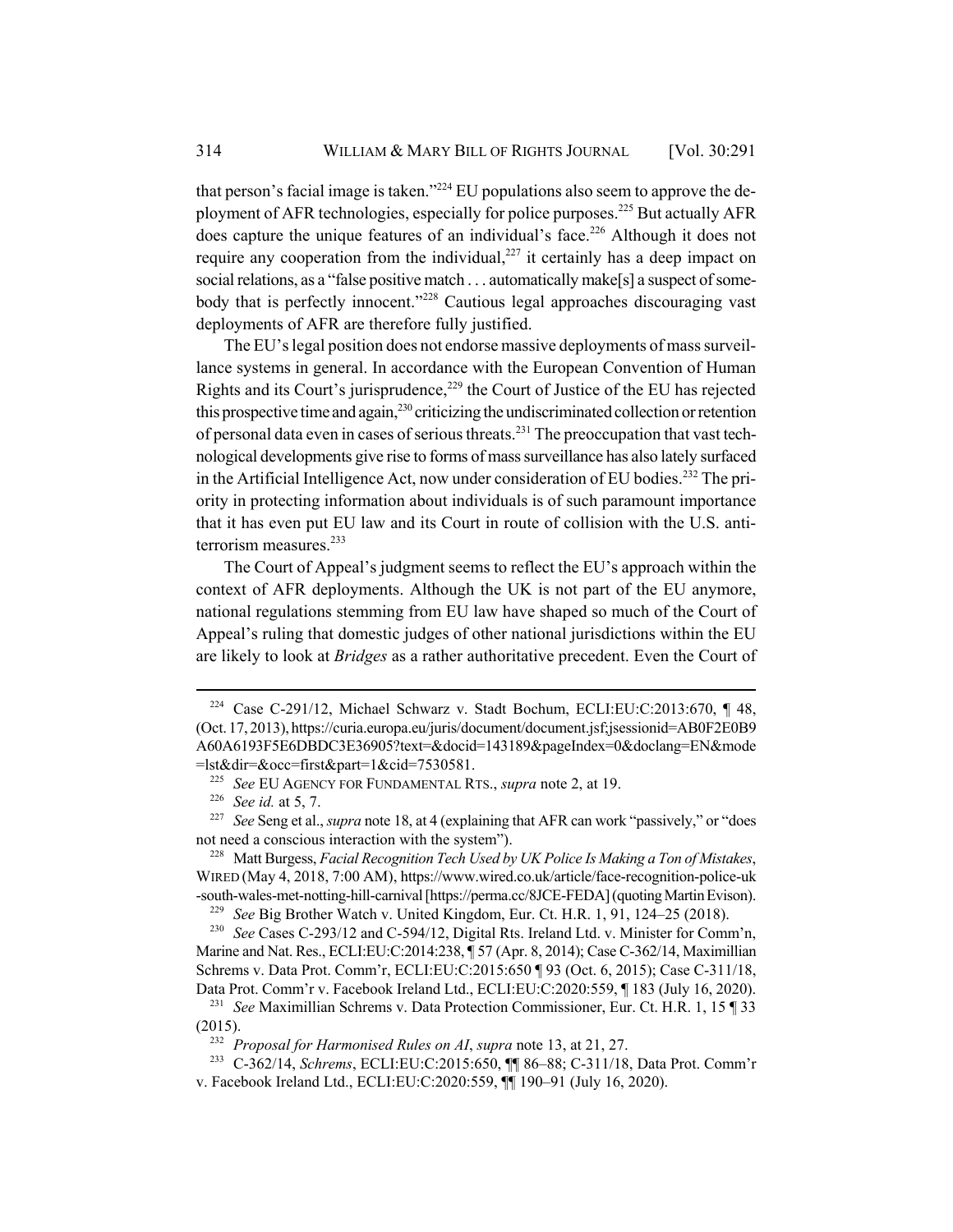that person's facial image is taken."[224] EU populations also seem to approve the deployment of AFR technologies, especially for police purposes.[225] But actually AFR does capture the unique features of an individual's face.[226] Although it does not require any cooperation from the individual,[227] it certainly has a deep impact on social relations, as a "false positive match . . . automatically make[s] a suspect of somebody that is perfectly innocent."[228] Cautious legal approaches discouraging vast deployments of AFR are therefore fully justified.

The EU's legal position does not endorse massive deployments of mass surveillance systems in general. In accordance with the European Convention of Human Rights and its Court's jurisprudence,[229] the Court of Justice of the EU has rejected this prospective time and again,[230] criticizing the undiscriminated collection or retention of personal data even in cases of serious threats.[231] The preoccupation that vast technological developments give rise to forms of mass surveillance has also lately surfaced in the Artificial Intelligence Act, now under consideration of EU bodies.[232] The priority in protecting information about individuals is of such paramount importance that it has even put EU law and its Court in route of collision with the U.S. anti-terrorism measures.[233]

The Court of Appeal's judgment seems to reflect the EU's approach within the context of AFR deployments. Although the UK is not part of the EU anymore, national regulations stemming from EU law have shaped so much of the Court of Appeal's ruling that domestic judges of other national jurisdictions within the EU are likely to look at *Bridges* as a rather authoritative precedent. Even the Court of

---

[224] Case C-291/12, Michael Schwarz v. Stadt Bochum, ECLI:EU:C:2013:670, ¶ 48, (Oct. 17, 2013), https://curia.europa.eu/juris/document/document.jsf;jsessionid=AB0F2E0B9A60A6193F5E6DBDC3E36905?text=&docid=143189&pageIndex=0&doclang=EN&mode=lst&dir=&occ=first&part=1&cid=7530581.

[225] *See* EU AGENCY FOR FUNDAMENTAL RTS., *supra* note 2, at 19.

[226] *See id.* at 5, 7.

[227] *See* Seng et al., *supra* note 18, at 4 (explaining that AFR can work "passively," or "does not need a conscious interaction with the system").

[228] Matt Burgess, *Facial Recognition Tech Used by UK Police Is Making a Ton of Mistakes*, WIRED (May 4, 2018, 7:00 AM), https://www.wired.co.uk/article/face-recognition-police-uk-south-wales-met-notting-hill-carnival [https://perma.cc/8JCE-FEDA] (quoting Martin Evison).

[229] *See* Big Brother Watch v. United Kingdom, Eur. Ct. H.R. 1, 91, 124–25 (2018).

[230] *See* Cases C-293/12 and C-594/12, Digital Rts. Ireland Ltd. v. Minister for Comm'n, Marine and Nat. Res., ECLI:EU:C:2014:238, ¶ 57 (Apr. 8, 2014); Case C-362/14, Maximillian Schrems v. Data Prot. Comm'r, ECLI:EU:C:2015:650 ¶ 93 (Oct. 6, 2015); Case C-311/18, Data Prot. Comm'r v. Facebook Ireland Ltd., ECLI:EU:C:2020:559, ¶ 183 (July 16, 2020).

[231] *See* Maximillian Schrems v. Data Protection Commissioner, Eur. Ct. H.R. 1, 15 ¶ 33 (2015).

[232] *Proposal for Harmonised Rules on AI*, *supra* note 13, at 21, 27.

[233] C-362/14, *Schrems*, ECLI:EU:C:2015:650, ¶¶ 86–88; C-311/18, Data Prot. Comm'r v. Facebook Ireland Ltd., ECLI:EU:C:2020:559, ¶¶ 190–91 (July 16, 2020).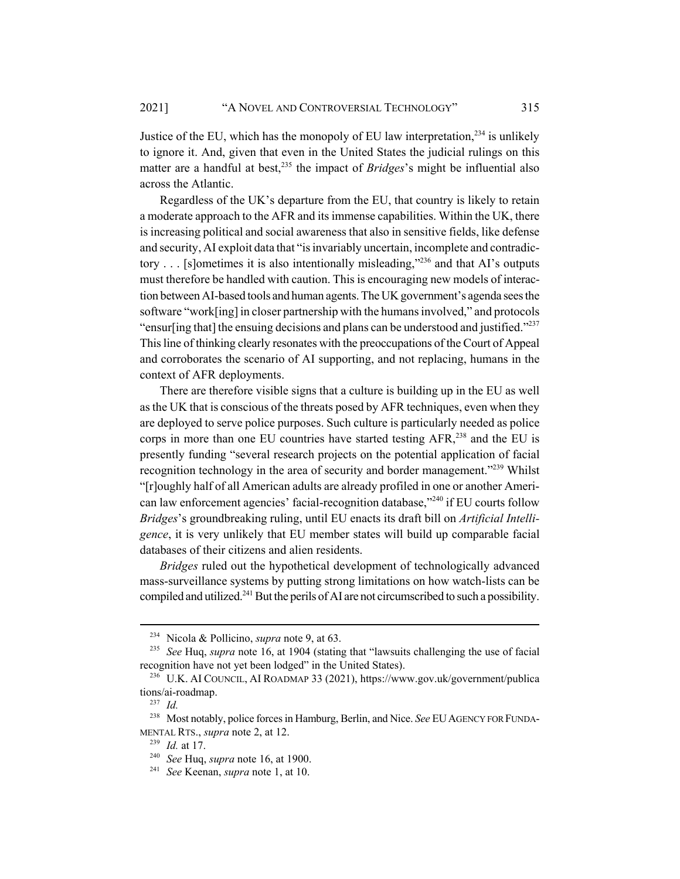Justice of the EU, which has the monopoly of EU law interpretation,[234] is unlikely to ignore it. And, given that even in the United States the judicial rulings on this matter are a handful at best,[235] the impact of *Bridges*'s might be influential also across the Atlantic.

Regardless of the UK's departure from the EU, that country is likely to retain a moderate approach to the AFR and its immense capabilities. Within the UK, there is increasing political and social awareness that also in sensitive fields, like defense and security, AI exploit data that "is invariably uncertain, incomplete and contradictory . . . [s]ometimes it is also intentionally misleading,"[236] and that AI's outputs must therefore be handled with caution. This is encouraging new models of interaction between AI-based tools and human agents. The UK government's agenda sees the software "work[ing] in closer partnership with the humans involved," and protocols "ensur[ing that] the ensuing decisions and plans can be understood and justified."[237] This line of thinking clearly resonates with the preoccupations of the Court of Appeal and corroborates the scenario of AI supporting, and not replacing, humans in the context of AFR deployments.

There are therefore visible signs that a culture is building up in the EU as well as the UK that is conscious of the threats posed by AFR techniques, even when they are deployed to serve police purposes. Such culture is particularly needed as police corps in more than one EU countries have started testing AFR,[238] and the EU is presently funding "several research projects on the potential application of facial recognition technology in the area of security and border management."[239] Whilst "[r]oughly half of all American adults are already profiled in one or another American law enforcement agencies' facial-recognition database,"[240] if EU courts follow *Bridges*'s groundbreaking ruling, until EU enacts its draft bill on *Artificial Intelligence*, it is very unlikely that EU member states will build up comparable facial databases of their citizens and alien residents.

*Bridges* ruled out the hypothetical development of technologically advanced mass-surveillance systems by putting strong limitations on how watch-lists can be compiled and utilized.[241] But the perils of AI are not circumscribed to such a possibility.

---

[234] Nicola & Pollicino, *supra* note 9, at 63.

[235] *See* Huq, *supra* note 16, at 1904 (stating that "lawsuits challenging the use of facial recognition have not yet been lodged" in the United States).

[236] U.K. AI COUNCIL, AI ROADMAP 33 (2021), https://www.gov.uk/government/publications/ai-roadmap.

[237] *Id.*

[238] Most notably, police forces in Hamburg, Berlin, and Nice. *See* EU AGENCY FOR FUNDAMENTAL RTS., *supra* note 2, at 12.

[239] *Id.* at 17.

[240] *See* Huq, *supra* note 16, at 1900.

[241] *See* Keenan, *supra* note 1, at 10.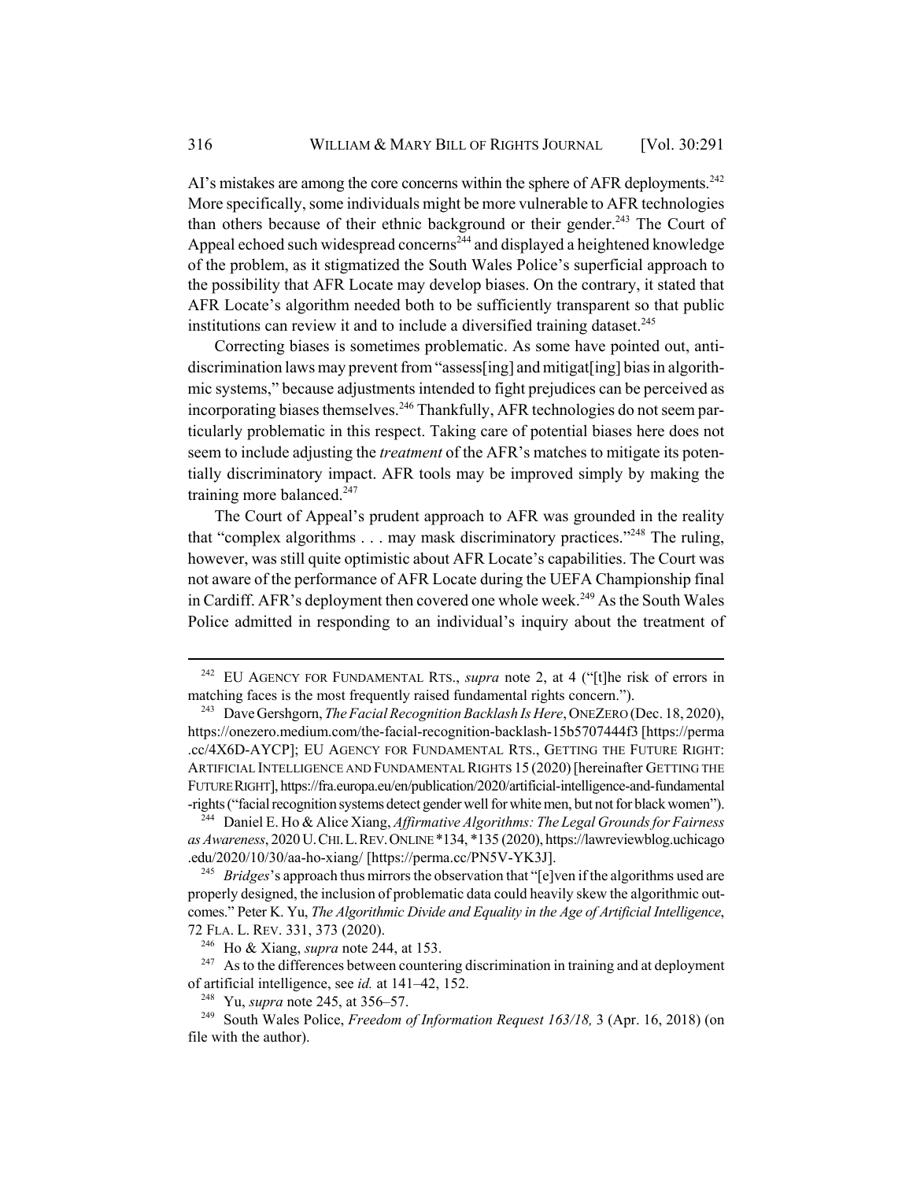AI's mistakes are among the core concerns within the sphere of AFR deployments.[242] More specifically, some individuals might be more vulnerable to AFR technologies than others because of their ethnic background or their gender.[243] The Court of Appeal echoed such widespread concerns[244] and displayed a heightened knowledge of the problem, as it stigmatized the South Wales Police's superficial approach to the possibility that AFR Locate may develop biases. On the contrary, it stated that AFR Locate's algorithm needed both to be sufficiently transparent so that public institutions can review it and to include a diversified training dataset.[245]

Correcting biases is sometimes problematic. As some have pointed out, anti-discrimination laws may prevent from "assess[ing] and mitigat[ing] bias in algorithmic systems," because adjustments intended to fight prejudices can be perceived as incorporating biases themselves.[246] Thankfully, AFR technologies do not seem particularly problematic in this respect. Taking care of potential biases here does not seem to include adjusting the *treatment* of the AFR's matches to mitigate its potentially discriminatory impact. AFR tools may be improved simply by making the training more balanced.[247]

The Court of Appeal's prudent approach to AFR was grounded in the reality that "complex algorithms . . . may mask discriminatory practices."[248] The ruling, however, was still quite optimistic about AFR Locate's capabilities. The Court was not aware of the performance of AFR Locate during the UEFA Championship final in Cardiff. AFR's deployment then covered one whole week.[249] As the South Wales Police admitted in responding to an individual's inquiry about the treatment of

---

[242] EU AGENCY FOR FUNDAMENTAL RTS., *supra* note 2, at 4 ("[t]he risk of errors in matching faces is the most frequently raised fundamental rights concern.").

[243] Dave Gershgorn, *The Facial Recognition Backlash Is Here*, ONEZERO (Dec. 18, 2020), https://onezero.medium.com/the-facial-recognition-backlash-15b5707444f3 [https://perma.cc/4X6D-AYCP]; EU AGENCY FOR FUNDAMENTAL RTS., GETTING THE FUTURE RIGHT: ARTIFICIAL INTELLIGENCE AND FUNDAMENTAL RIGHTS 15 (2020) [hereinafter GETTING THE FUTURE RIGHT], https://fra.europa.eu/en/publication/2020/artificial-intelligence-and-fundamental-rights ("facial recognition systems detect gender well for white men, but not for black women").

[244] Daniel E. Ho & Alice Xiang, *Affirmative Algorithms: The Legal Grounds for Fairness as Awareness*, 2020 U. CHI. L. REV. ONLINE \*134, \*135 (2020), https://lawreviewblog.uchicago.edu/2020/10/30/aa-ho-xiang/ [https://perma.cc/PN5V-YK3J].

[245] *Bridges*'s approach thus mirrors the observation that "[e]ven if the algorithms used are properly designed, the inclusion of problematic data could heavily skew the algorithmic outcomes." Peter K. Yu, *The Algorithmic Divide and Equality in the Age of Artificial Intelligence*, 72 FLA. L. REV. 331, 373 (2020).

[246] Ho & Xiang, *supra* note 244, at 153.

[247] As to the differences between countering discrimination in training and at deployment of artificial intelligence, see *id.* at 141–42, 152.

[248] Yu, *supra* note 245, at 356–57.

[249] South Wales Police, *Freedom of Information Request 163/18,* 3 (Apr. 16, 2018) (on file with the author).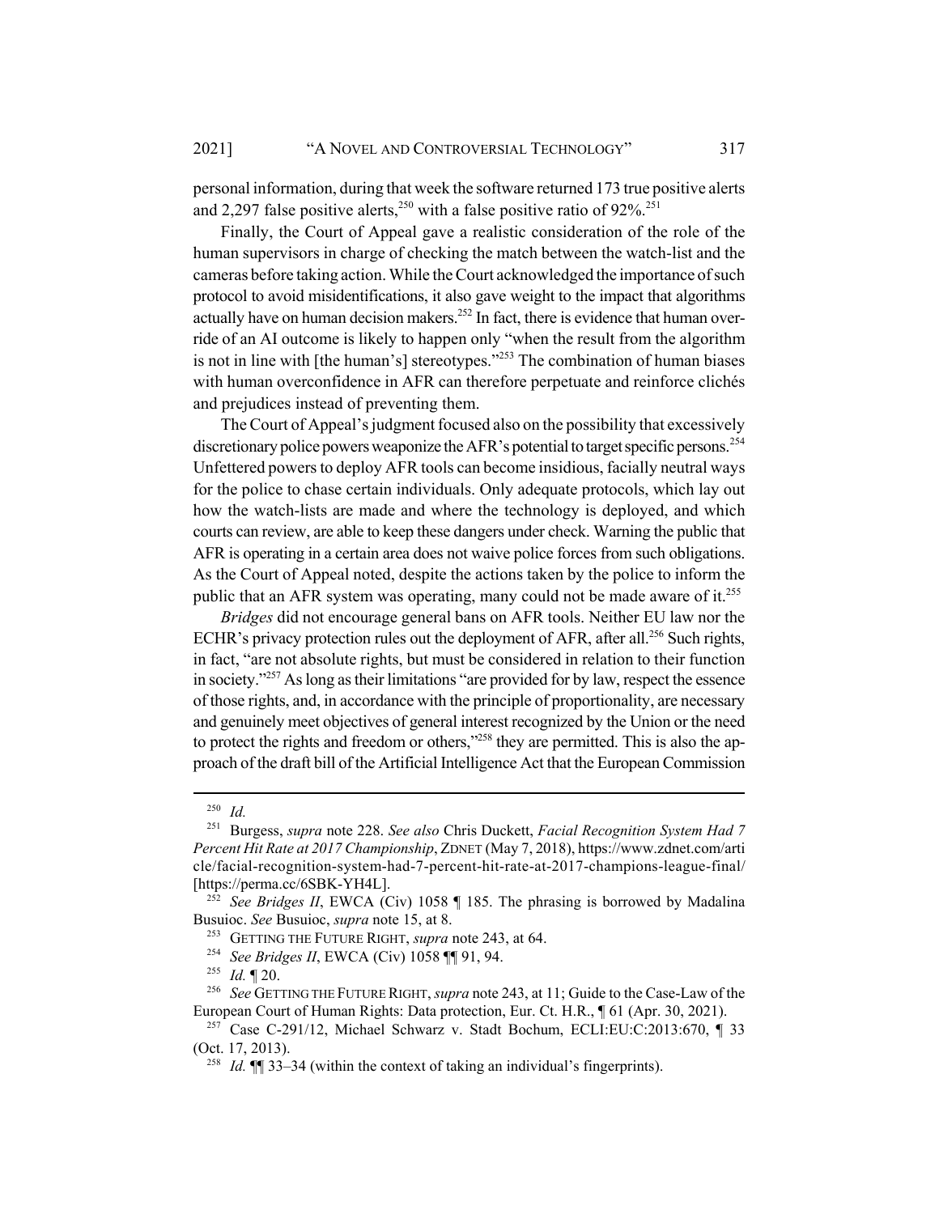personal information, during that week the software returned 173 true positive alerts and 2,297 false positive alerts,[250] with a false positive ratio of 92%.[251]

Finally, the Court of Appeal gave a realistic consideration of the role of the human supervisors in charge of checking the match between the watch-list and the cameras before taking action. While the Court acknowledged the importance of such protocol to avoid misidentifications, it also gave weight to the impact that algorithms actually have on human decision makers.[252] In fact, there is evidence that human override of an AI outcome is likely to happen only "when the result from the algorithm is not in line with [the human's] stereotypes."[253] The combination of human biases with human overconfidence in AFR can therefore perpetuate and reinforce clichés and prejudices instead of preventing them.

The Court of Appeal's judgment focused also on the possibility that excessively discretionary police powers weaponize the AFR's potential to target specific persons.[254] Unfettered powers to deploy AFR tools can become insidious, facially neutral ways for the police to chase certain individuals. Only adequate protocols, which lay out how the watch-lists are made and where the technology is deployed, and which courts can review, are able to keep these dangers under check. Warning the public that AFR is operating in a certain area does not waive police forces from such obligations. As the Court of Appeal noted, despite the actions taken by the police to inform the public that an AFR system was operating, many could not be made aware of it.[255]

*Bridges* did not encourage general bans on AFR tools. Neither EU law nor the ECHR's privacy protection rules out the deployment of AFR, after all.[256] Such rights, in fact, "are not absolute rights, but must be considered in relation to their function in society."[257] As long as their limitations "are provided for by law, respect the essence of those rights, and, in accordance with the principle of proportionality, are necessary and genuinely meet objectives of general interest recognized by the Union or the need to protect the rights and freedom or others,"[258] they are permitted. This is also the approach of the draft bill of the Artificial Intelligence Act that the European Commission

---

[250] *Id.*

[251] Burgess, *supra* note 228. *See also* Chris Duckett, *Facial Recognition System Had 7 Percent Hit Rate at 2017 Championship*, ZDNET (May 7, 2018), https://www.zdnet.com/article/facial-recognition-system-had-7-percent-hit-rate-at-2017-champions-league-final/ [https://perma.cc/6SBK-YH4L].

[252] *See Bridges II*, EWCA (Civ) 1058 ¶ 185. The phrasing is borrowed by Madalina Busuioc. *See* Busuioc, *supra* note 15, at 8.

[253] GETTING THE FUTURE RIGHT, *supra* note 243, at 64.

[254] *See Bridges II*, EWCA (Civ) 1058 ¶¶ 91, 94.

[255] *Id.* ¶ 20.

[256] *See* GETTING THE FUTURE RIGHT, *supra* note 243, at 11; Guide to the Case-Law of the European Court of Human Rights: Data protection, Eur. Ct. H.R., ¶ 61 (Apr. 30, 2021).

[257] Case C-291/12, Michael Schwarz v. Stadt Bochum, ECLI:EU:C:2013:670, ¶ 33 (Oct. 17, 2013).

[258] *Id.* ¶¶ 33–34 (within the context of taking an individual's fingerprints).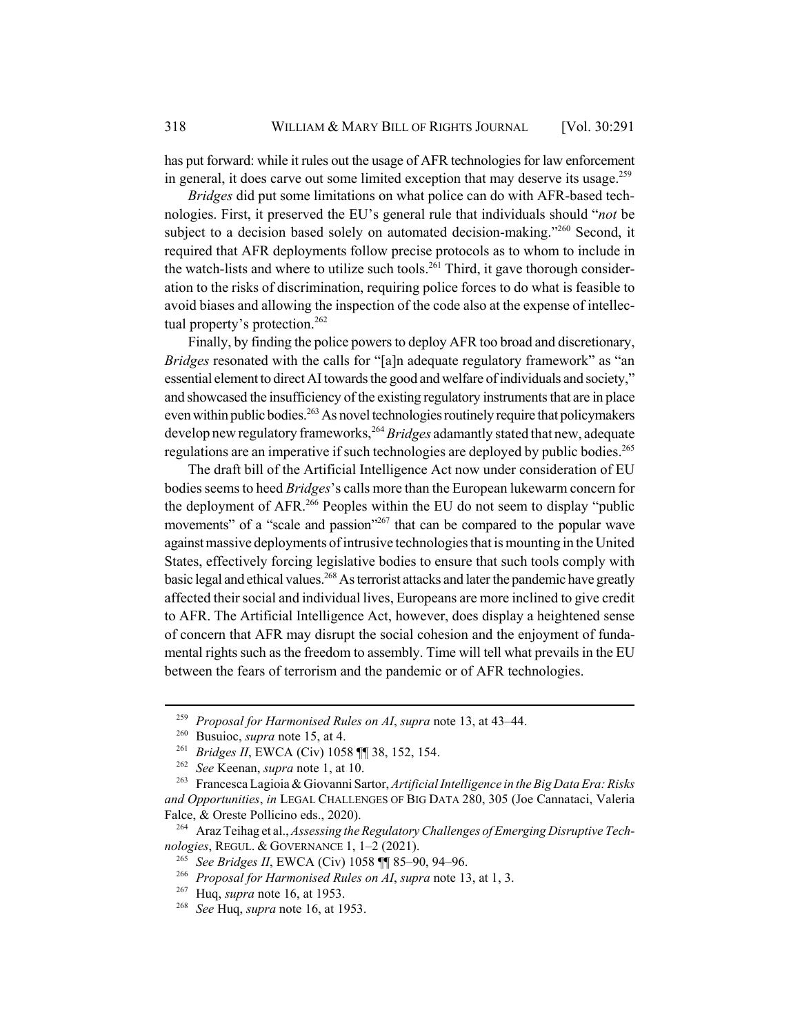has put forward: while it rules out the usage of AFR technologies for law enforcement in general, it does carve out some limited exception that may deserve its usage.[259]

*Bridges* did put some limitations on what police can do with AFR-based technologies. First, it preserved the EU's general rule that individuals should "*not* be subject to a decision based solely on automated decision-making."[260] Second, it required that AFR deployments follow precise protocols as to whom to include in the watch-lists and where to utilize such tools.[261] Third, it gave thorough consideration to the risks of discrimination, requiring police forces to do what is feasible to avoid biases and allowing the inspection of the code also at the expense of intellectual property's protection.[262]

Finally, by finding the police powers to deploy AFR too broad and discretionary, *Bridges* resonated with the calls for "[a]n adequate regulatory framework" as "an essential element to direct AI towards the good and welfare of individuals and society," and showcased the insufficiency of the existing regulatory instruments that are in place even within public bodies.[263] As novel technologies routinely require that policymakers develop new regulatory frameworks,[264] *Bridges* adamantly stated that new, adequate regulations are an imperative if such technologies are deployed by public bodies.[265]

The draft bill of the Artificial Intelligence Act now under consideration of EU bodies seems to heed *Bridges*'s calls more than the European lukewarm concern for the deployment of AFR.[266] Peoples within the EU do not seem to display "public movements" of a "scale and passion"[267] that can be compared to the popular wave against massive deployments of intrusive technologies that is mounting in the United States, effectively forcing legislative bodies to ensure that such tools comply with basic legal and ethical values.[268] As terrorist attacks and later the pandemic have greatly affected their social and individual lives, Europeans are more inclined to give credit to AFR. The Artificial Intelligence Act, however, does display a heightened sense of concern that AFR may disrupt the social cohesion and the enjoyment of fundamental rights such as the freedom to assembly. Time will tell what prevails in the EU between the fears of terrorism and the pandemic or of AFR technologies.

---

[259] *Proposal for Harmonised Rules on AI*, *supra* note 13, at 43–44.

[260] Busuioc, *supra* note 15, at 4.

[261] *Bridges II*, EWCA (Civ) 1058 ¶¶ 38, 152, 154.

[262] *See* Keenan, *supra* note 1, at 10.

[263] Francesca Lagioia & Giovanni Sartor, *Artificial Intelligence in the Big Data Era: Risks and Opportunities*, *in* LEGAL CHALLENGES OF BIG DATA 280, 305 (Joe Cannataci, Valeria Falce, & Oreste Pollicino eds., 2020).

[264] Araz Teihag et al., *Assessing the Regulatory Challenges of Emerging Disruptive Technologies*, REGUL. & GOVERNANCE 1, 1–2 (2021).

[265] *See Bridges II*, EWCA (Civ) 1058 ¶¶ 85–90, 94–96.

[266] *Proposal for Harmonised Rules on AI*, *supra* note 13, at 1, 3.

[267] Huq, *supra* note 16, at 1953.

[268] *See* Huq, *supra* note 16, at 1953.